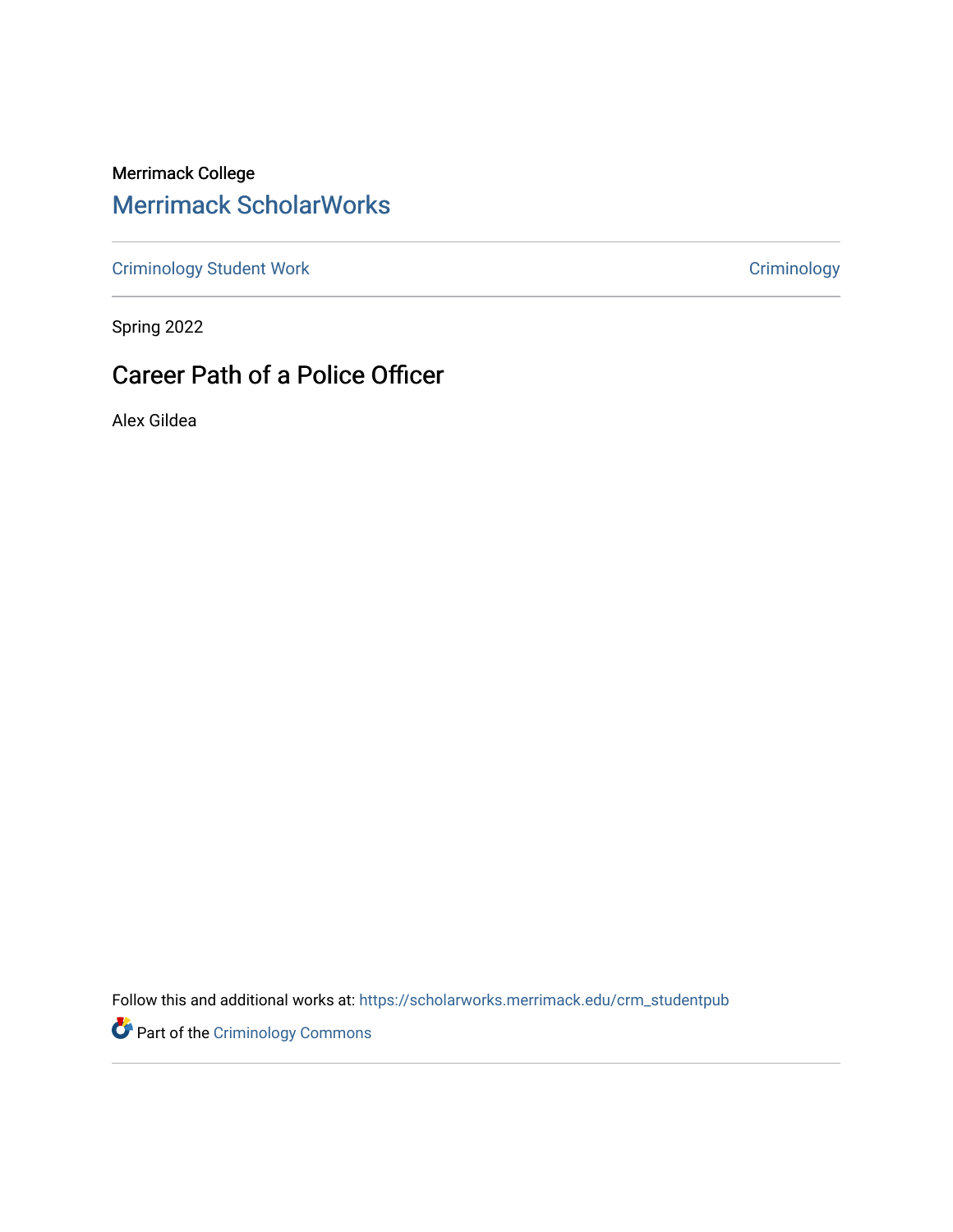Merrimack College

## Merrimack ScholarWorks

Criminology Student Work | Criminology

Spring 2022

# Career Path of a Police Officer

Alex Gildea

Follow this and additional works at: https://scholarworks.merrimack.edu/crm_studentpub

Part of the Criminology Commons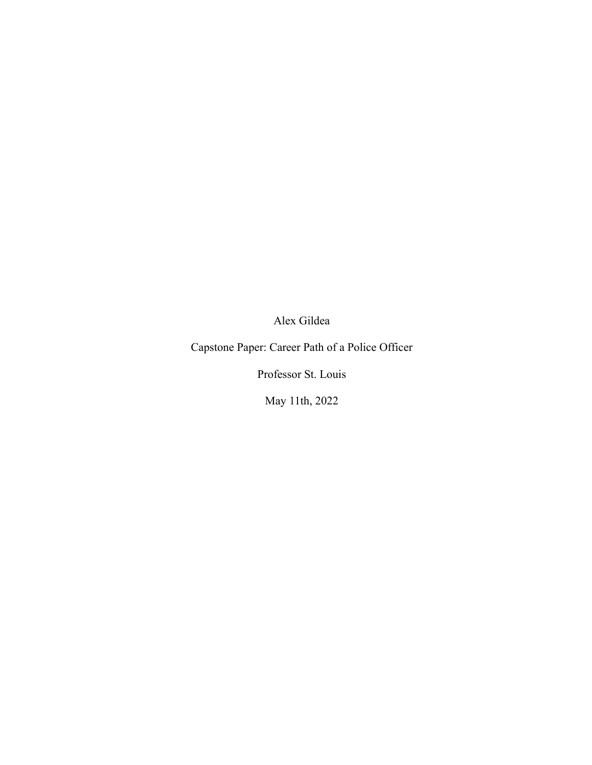Alex Gildea

Capstone Paper: Career Path of a Police Officer

Professor St. Louis

May 11th, 2022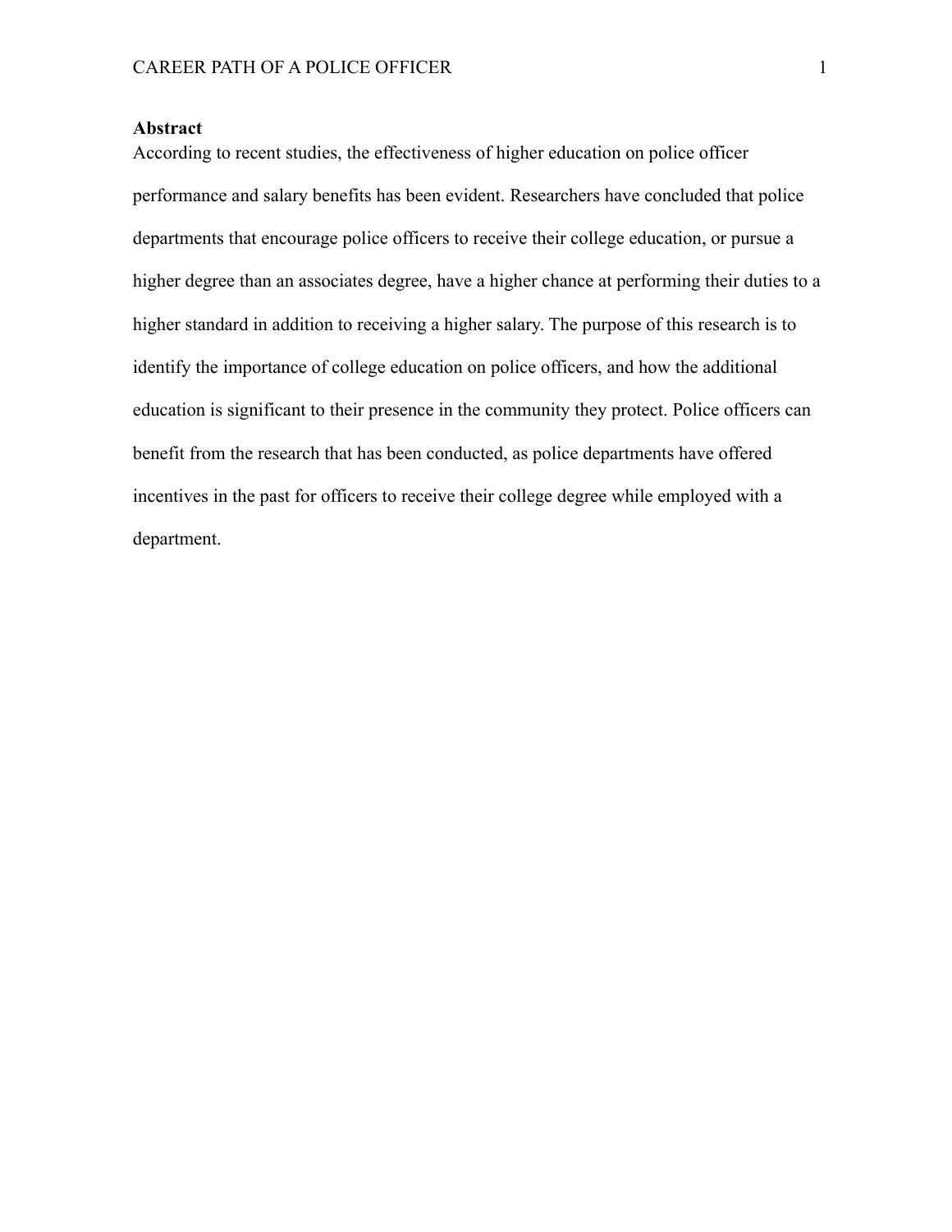**Abstract**

According to recent studies, the effectiveness of higher education on police officer performance and salary benefits has been evident. Researchers have concluded that police departments that encourage police officers to receive their college education, or pursue a higher degree than an associates degree, have a higher chance at performing their duties to a higher standard in addition to receiving a higher salary. The purpose of this research is to identify the importance of college education on police officers, and how the additional education is significant to their presence in the community they protect. Police officers can benefit from the research that has been conducted, as police departments have offered incentives in the past for officers to receive their college degree while employed with a department.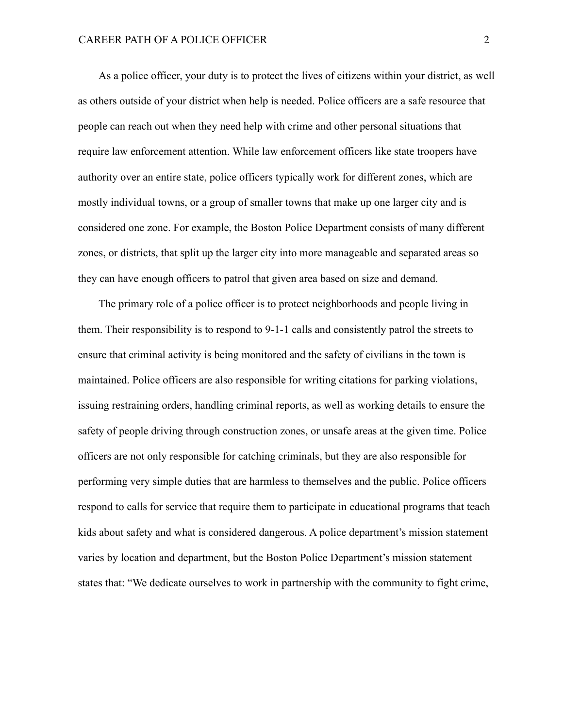As a police officer, your duty is to protect the lives of citizens within your district, as well as others outside of your district when help is needed. Police officers are a safe resource that people can reach out when they need help with crime and other personal situations that require law enforcement attention. While law enforcement officers like state troopers have authority over an entire state, police officers typically work for different zones, which are mostly individual towns, or a group of smaller towns that make up one larger city and is considered one zone. For example, the Boston Police Department consists of many different zones, or districts, that split up the larger city into more manageable and separated areas so they can have enough officers to patrol that given area based on size and demand.

The primary role of a police officer is to protect neighborhoods and people living in them. Their responsibility is to respond to 9-1-1 calls and consistently patrol the streets to ensure that criminal activity is being monitored and the safety of civilians in the town is maintained. Police officers are also responsible for writing citations for parking violations, issuing restraining orders, handling criminal reports, as well as working details to ensure the safety of people driving through construction zones, or unsafe areas at the given time. Police officers are not only responsible for catching criminals, but they are also responsible for performing very simple duties that are harmless to themselves and the public. Police officers respond to calls for service that require them to participate in educational programs that teach kids about safety and what is considered dangerous. A police department's mission statement varies by location and department, but the Boston Police Department's mission statement states that: "We dedicate ourselves to work in partnership with the community to fight crime,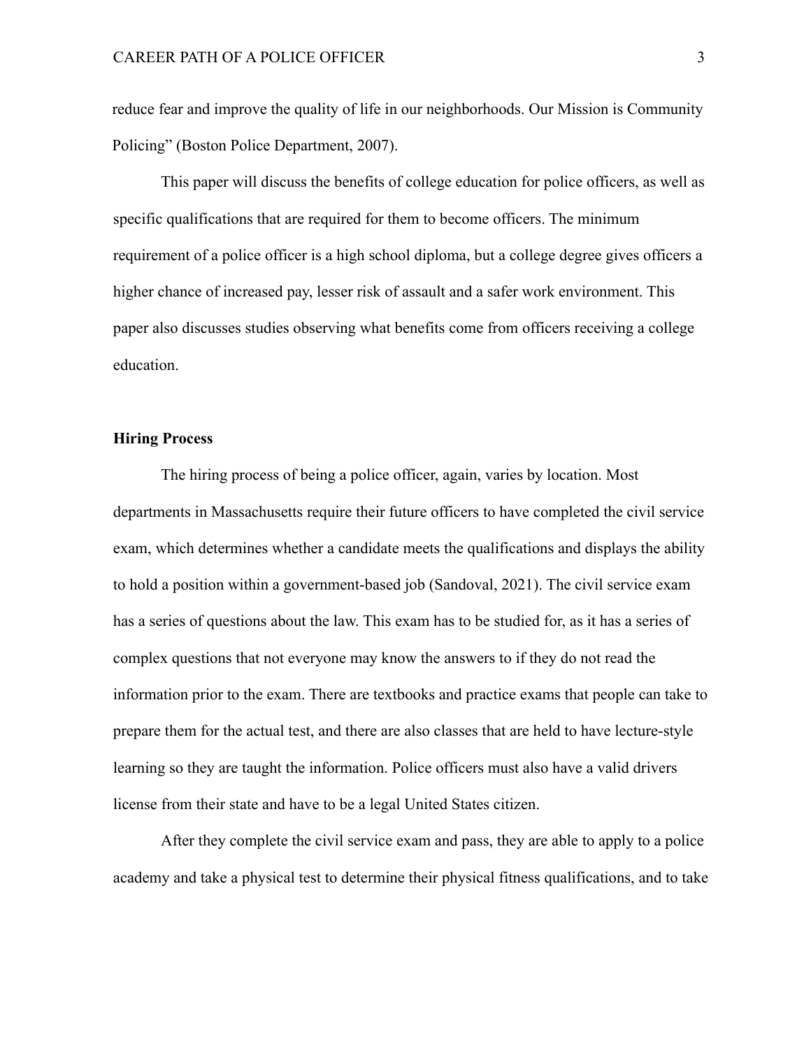reduce fear and improve the quality of life in our neighborhoods. Our Mission is Community Policing" (Boston Police Department, 2007).

This paper will discuss the benefits of college education for police officers, as well as specific qualifications that are required for them to become officers. The minimum requirement of a police officer is a high school diploma, but a college degree gives officers a higher chance of increased pay, lesser risk of assault and a safer work environment. This paper also discusses studies observing what benefits come from officers receiving a college education.

## Hiring Process

The hiring process of being a police officer, again, varies by location. Most departments in Massachusetts require their future officers to have completed the civil service exam, which determines whether a candidate meets the qualifications and displays the ability to hold a position within a government-based job (Sandoval, 2021). The civil service exam has a series of questions about the law. This exam has to be studied for, as it has a series of complex questions that not everyone may know the answers to if they do not read the information prior to the exam. There are textbooks and practice exams that people can take to prepare them for the actual test, and there are also classes that are held to have lecture-style learning so they are taught the information. Police officers must also have a valid drivers license from their state and have to be a legal United States citizen.

After they complete the civil service exam and pass, they are able to apply to a police academy and take a physical test to determine their physical fitness qualifications, and to take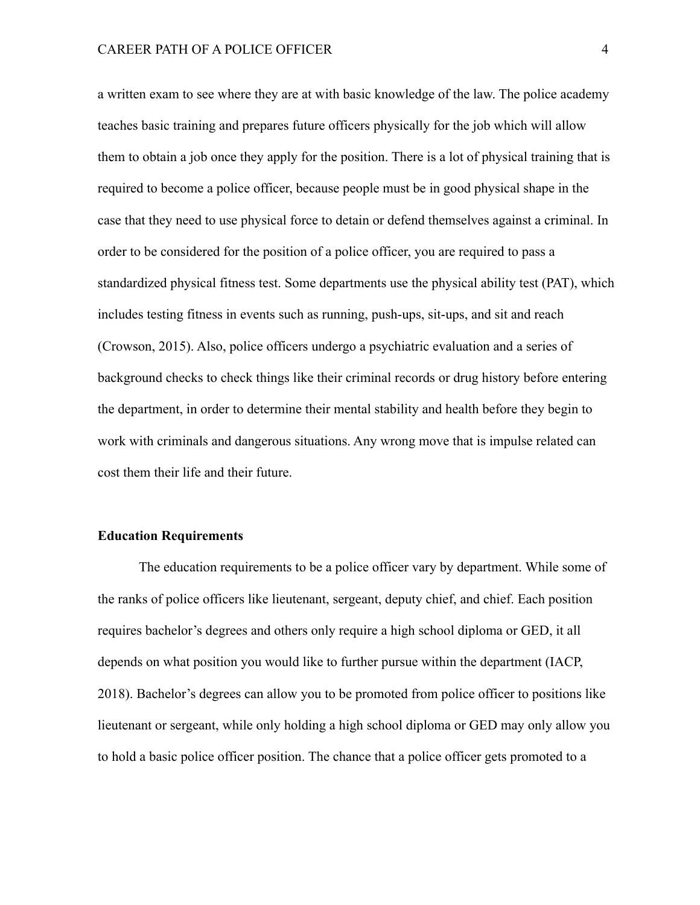a written exam to see where they are at with basic knowledge of the law. The police academy teaches basic training and prepares future officers physically for the job which will allow them to obtain a job once they apply for the position. There is a lot of physical training that is required to become a police officer, because people must be in good physical shape in the case that they need to use physical force to detain or defend themselves against a criminal. In order to be considered for the position of a police officer, you are required to pass a standardized physical fitness test. Some departments use the physical ability test (PAT), which includes testing fitness in events such as running, push-ups, sit-ups, and sit and reach (Crowson, 2015). Also, police officers undergo a psychiatric evaluation and a series of background checks to check things like their criminal records or drug history before entering the department, in order to determine their mental stability and health before they begin to work with criminals and dangerous situations. Any wrong move that is impulse related can cost them their life and their future.

**Education Requirements**

The education requirements to be a police officer vary by department. While some of the ranks of police officers like lieutenant, sergeant, deputy chief, and chief. Each position requires bachelor's degrees and others only require a high school diploma or GED, it all depends on what position you would like to further pursue within the department (IACP, 2018). Bachelor's degrees can allow you to be promoted from police officer to positions like lieutenant or sergeant, while only holding a high school diploma or GED may only allow you to hold a basic police officer position. The chance that a police officer gets promoted to a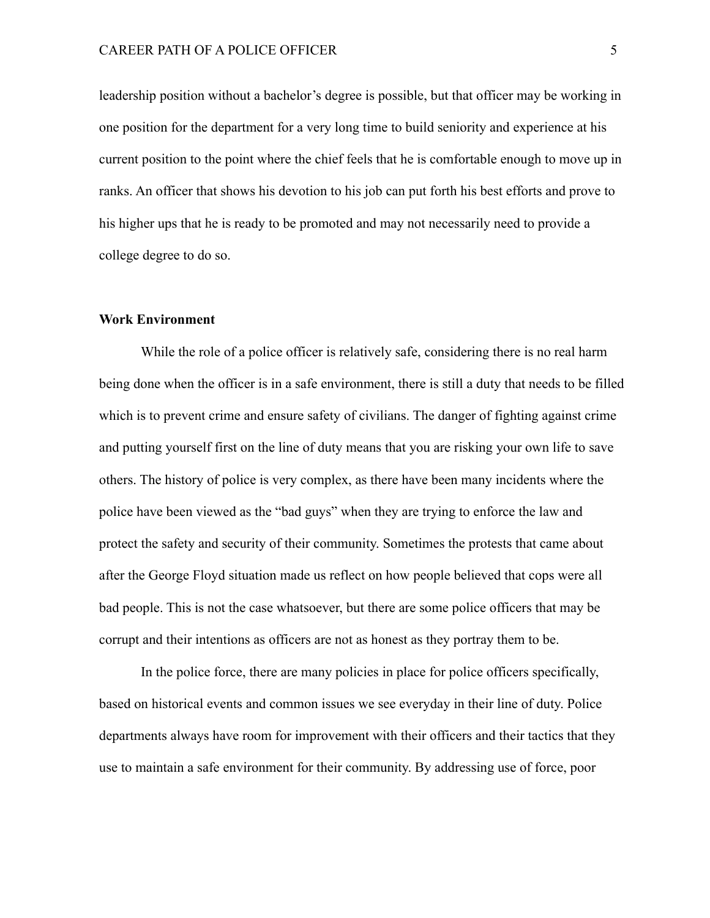leadership position without a bachelor's degree is possible, but that officer may be working in one position for the department for a very long time to build seniority and experience at his current position to the point where the chief feels that he is comfortable enough to move up in ranks. An officer that shows his devotion to his job can put forth his best efforts and prove to his higher ups that he is ready to be promoted and may not necessarily need to provide a college degree to do so.

**Work Environment**

While the role of a police officer is relatively safe, considering there is no real harm being done when the officer is in a safe environment, there is still a duty that needs to be filled which is to prevent crime and ensure safety of civilians. The danger of fighting against crime and putting yourself first on the line of duty means that you are risking your own life to save others. The history of police is very complex, as there have been many incidents where the police have been viewed as the "bad guys" when they are trying to enforce the law and protect the safety and security of their community. Sometimes the protests that came about after the George Floyd situation made us reflect on how people believed that cops were all bad people. This is not the case whatsoever, but there are some police officers that may be corrupt and their intentions as officers are not as honest as they portray them to be.

In the police force, there are many policies in place for police officers specifically, based on historical events and common issues we see everyday in their line of duty. Police departments always have room for improvement with their officers and their tactics that they use to maintain a safe environment for their community. By addressing use of force, poor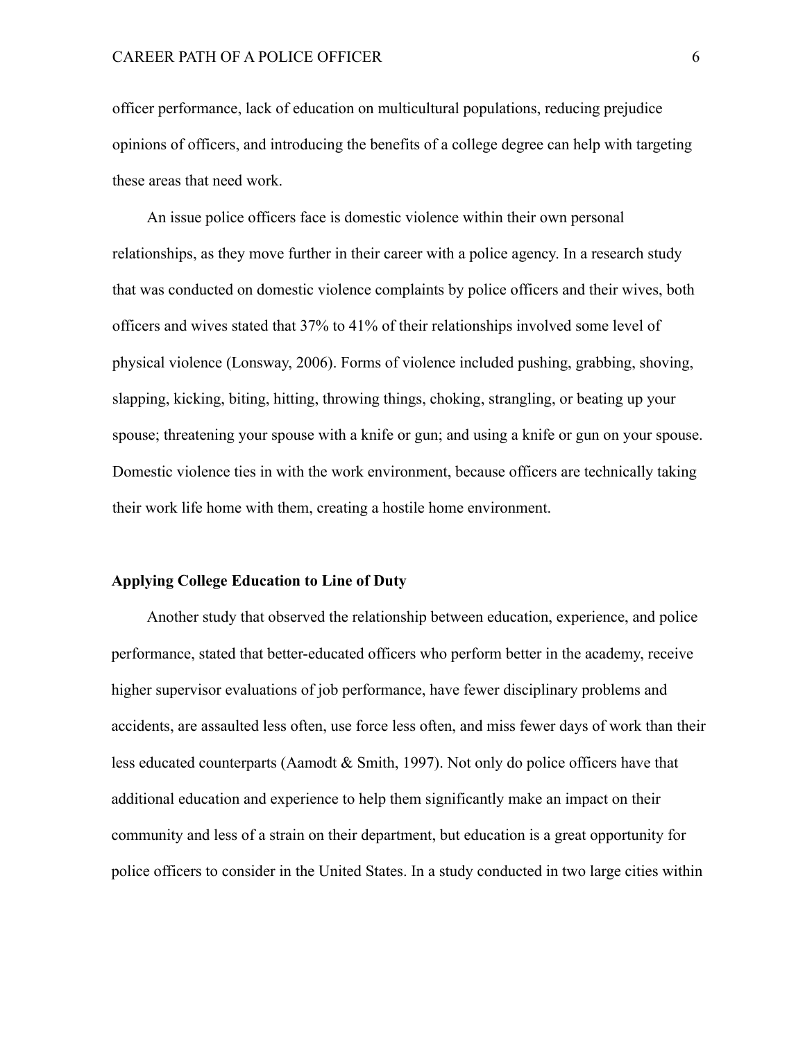officer performance, lack of education on multicultural populations, reducing prejudice opinions of officers, and introducing the benefits of a college degree can help with targeting these areas that need work.

An issue police officers face is domestic violence within their own personal relationships, as they move further in their career with a police agency. In a research study that was conducted on domestic violence complaints by police officers and their wives, both officers and wives stated that 37% to 41% of their relationships involved some level of physical violence (Lonsway, 2006). Forms of violence included pushing, grabbing, shoving, slapping, kicking, biting, hitting, throwing things, choking, strangling, or beating up your spouse; threatening your spouse with a knife or gun; and using a knife or gun on your spouse. Domestic violence ties in with the work environment, because officers are technically taking their work life home with them, creating a hostile home environment.

**Applying College Education to Line of Duty**

Another study that observed the relationship between education, experience, and police performance, stated that better-educated officers who perform better in the academy, receive higher supervisor evaluations of job performance, have fewer disciplinary problems and accidents, are assaulted less often, use force less often, and miss fewer days of work than their less educated counterparts (Aamodt & Smith, 1997). Not only do police officers have that additional education and experience to help them significantly make an impact on their community and less of a strain on their department, but education is a great opportunity for police officers to consider in the United States. In a study conducted in two large cities within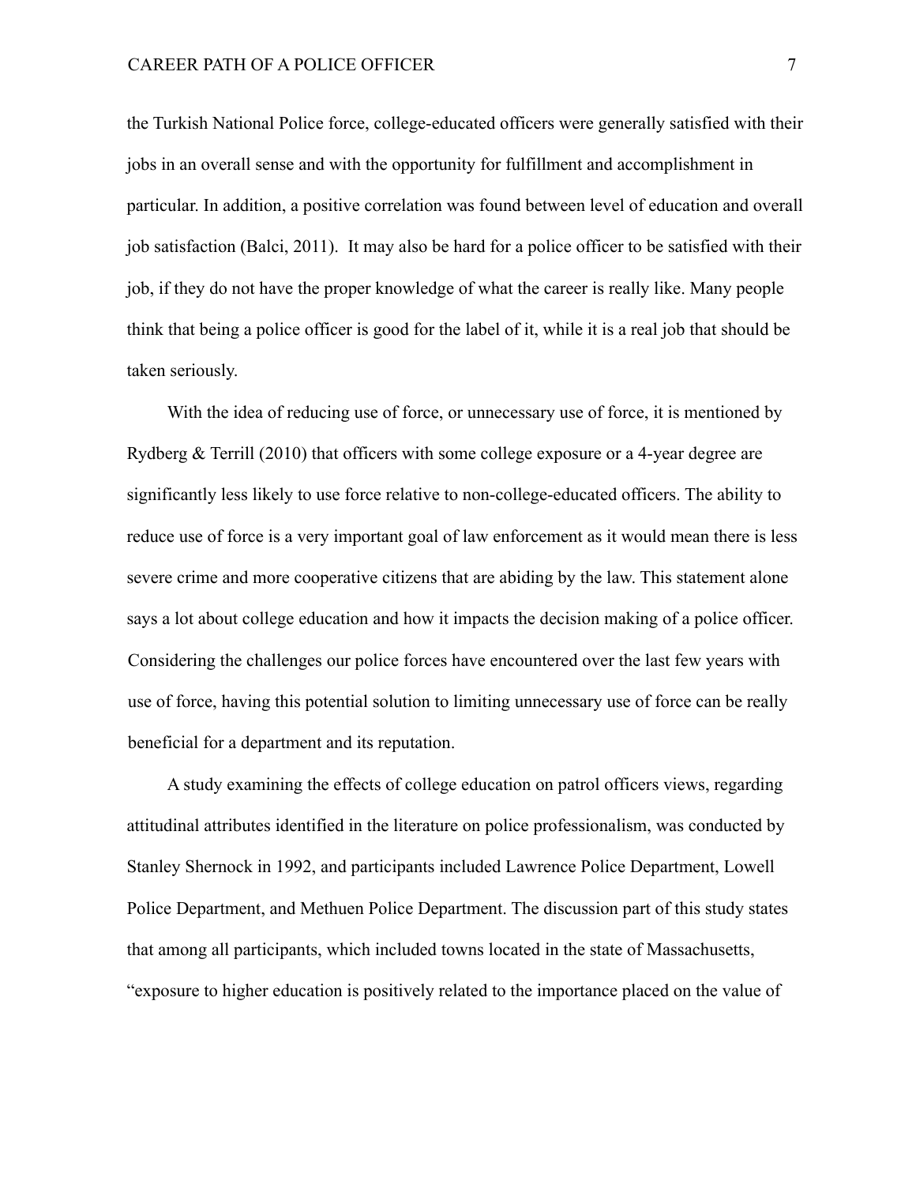the Turkish National Police force, college-educated officers were generally satisfied with their jobs in an overall sense and with the opportunity for fulfillment and accomplishment in particular. In addition, a positive correlation was found between level of education and overall job satisfaction (Balci, 2011). It may also be hard for a police officer to be satisfied with their job, if they do not have the proper knowledge of what the career is really like. Many people think that being a police officer is good for the label of it, while it is a real job that should be taken seriously.

With the idea of reducing use of force, or unnecessary use of force, it is mentioned by Rydberg & Terrill (2010) that officers with some college exposure or a 4-year degree are significantly less likely to use force relative to non-college-educated officers. The ability to reduce use of force is a very important goal of law enforcement as it would mean there is less severe crime and more cooperative citizens that are abiding by the law. This statement alone says a lot about college education and how it impacts the decision making of a police officer. Considering the challenges our police forces have encountered over the last few years with use of force, having this potential solution to limiting unnecessary use of force can be really beneficial for a department and its reputation.

A study examining the effects of college education on patrol officers views, regarding attitudinal attributes identified in the literature on police professionalism, was conducted by Stanley Shernock in 1992, and participants included Lawrence Police Department, Lowell Police Department, and Methuen Police Department. The discussion part of this study states that among all participants, which included towns located in the state of Massachusetts, "exposure to higher education is positively related to the importance placed on the value of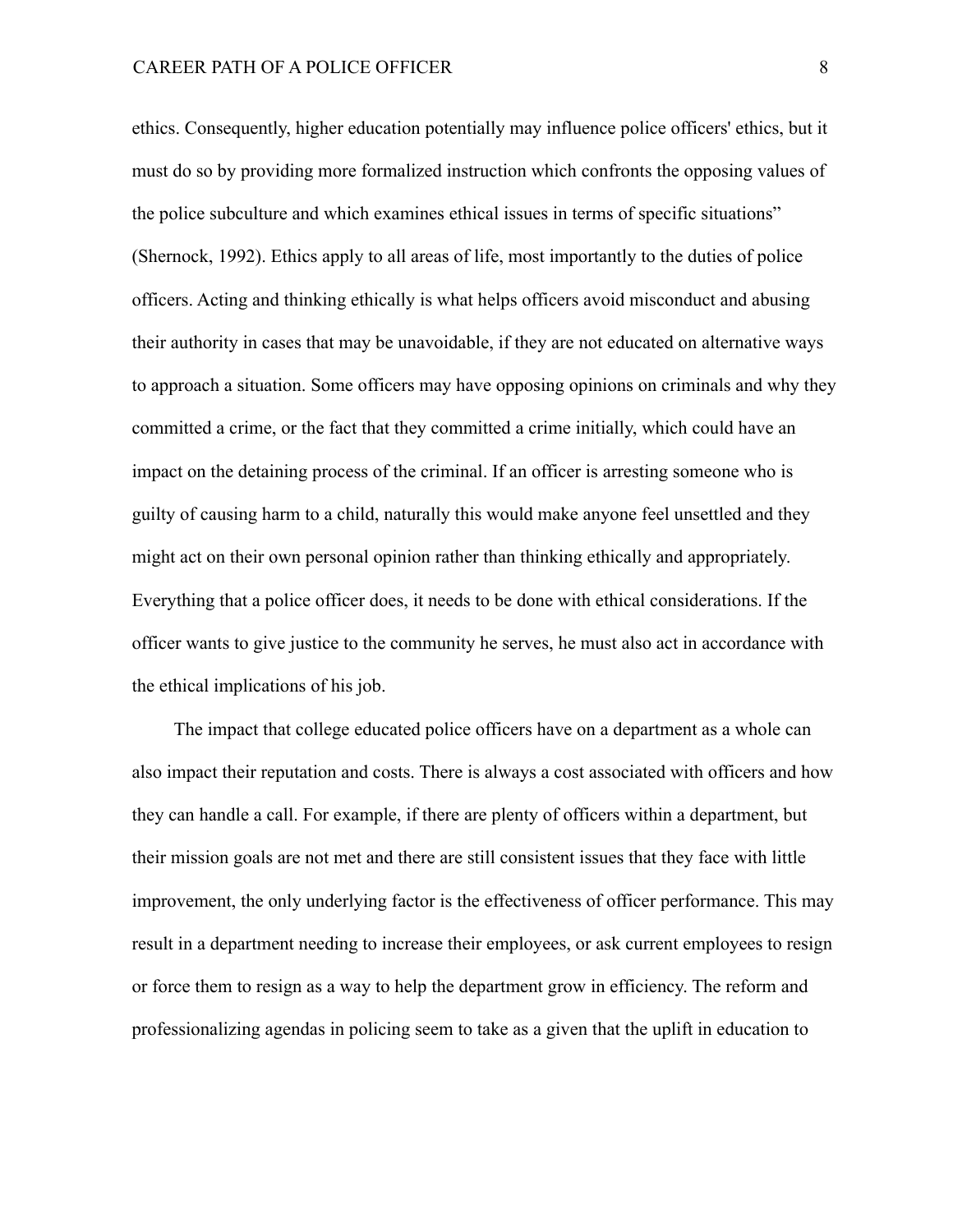ethics. Consequently, higher education potentially may influence police officers' ethics, but it must do so by providing more formalized instruction which confronts the opposing values of the police subculture and which examines ethical issues in terms of specific situations" (Shernock, 1992). Ethics apply to all areas of life, most importantly to the duties of police officers. Acting and thinking ethically is what helps officers avoid misconduct and abusing their authority in cases that may be unavoidable, if they are not educated on alternative ways to approach a situation. Some officers may have opposing opinions on criminals and why they committed a crime, or the fact that they committed a crime initially, which could have an impact on the detaining process of the criminal. If an officer is arresting someone who is guilty of causing harm to a child, naturally this would make anyone feel unsettled and they might act on their own personal opinion rather than thinking ethically and appropriately. Everything that a police officer does, it needs to be done with ethical considerations. If the officer wants to give justice to the community he serves, he must also act in accordance with the ethical implications of his job.

The impact that college educated police officers have on a department as a whole can also impact their reputation and costs. There is always a cost associated with officers and how they can handle a call. For example, if there are plenty of officers within a department, but their mission goals are not met and there are still consistent issues that they face with little improvement, the only underlying factor is the effectiveness of officer performance. This may result in a department needing to increase their employees, or ask current employees to resign or force them to resign as a way to help the department grow in efficiency. The reform and professionalizing agendas in policing seem to take as a given that the uplift in education to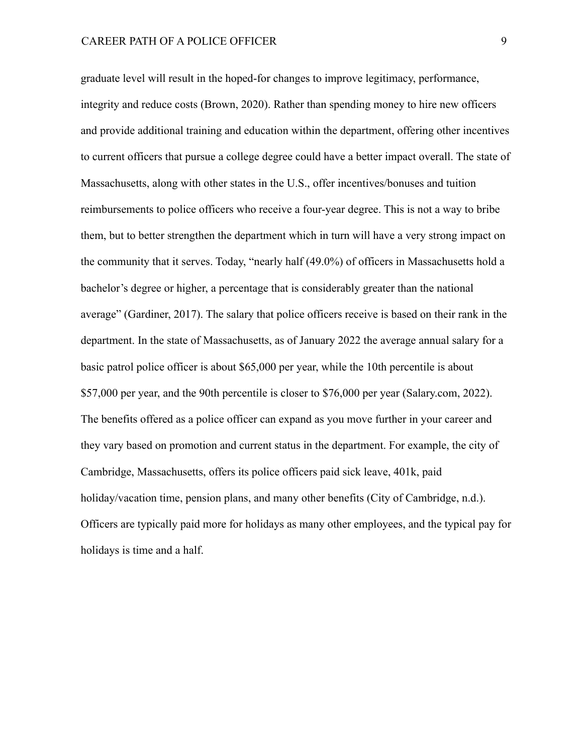graduate level will result in the hoped-for changes to improve legitimacy, performance, integrity and reduce costs (Brown, 2020). Rather than spending money to hire new officers and provide additional training and education within the department, offering other incentives to current officers that pursue a college degree could have a better impact overall. The state of Massachusetts, along with other states in the U.S., offer incentives/bonuses and tuition reimbursements to police officers who receive a four-year degree. This is not a way to bribe them, but to better strengthen the department which in turn will have a very strong impact on the community that it serves. Today, "nearly half (49.0%) of officers in Massachusetts hold a bachelor's degree or higher, a percentage that is considerably greater than the national average" (Gardiner, 2017). The salary that police officers receive is based on their rank in the department. In the state of Massachusetts, as of January 2022 the average annual salary for a basic patrol police officer is about $65,000 per year, while the 10th percentile is about $57,000 per year, and the 90th percentile is closer to $76,000 per year (Salary.com, 2022). The benefits offered as a police officer can expand as you move further in your career and they vary based on promotion and current status in the department. For example, the city of Cambridge, Massachusetts, offers its police officers paid sick leave, 401k, paid holiday/vacation time, pension plans, and many other benefits (City of Cambridge, n.d.). Officers are typically paid more for holidays as many other employees, and the typical pay for holidays is time and a half.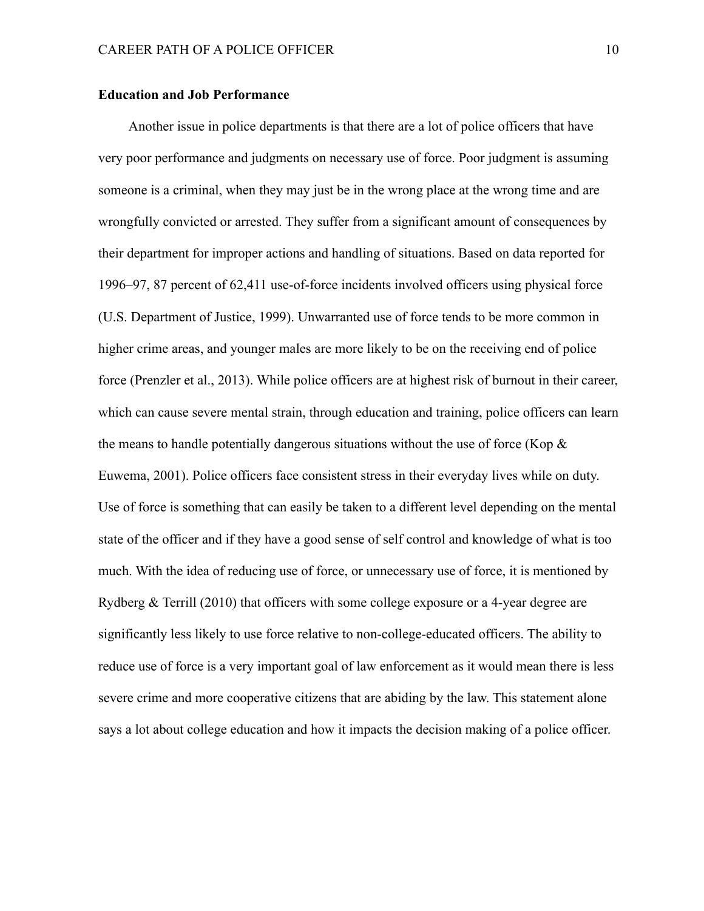**Education and Job Performance**

Another issue in police departments is that there are a lot of police officers that have very poor performance and judgments on necessary use of force. Poor judgment is assuming someone is a criminal, when they may just be in the wrong place at the wrong time and are wrongfully convicted or arrested. They suffer from a significant amount of consequences by their department for improper actions and handling of situations. Based on data reported for 1996–97, 87 percent of 62,411 use-of-force incidents involved officers using physical force (U.S. Department of Justice, 1999). Unwarranted use of force tends to be more common in higher crime areas, and younger males are more likely to be on the receiving end of police force (Prenzler et al., 2013). While police officers are at highest risk of burnout in their career, which can cause severe mental strain, through education and training, police officers can learn the means to handle potentially dangerous situations without the use of force (Kop & Euwema, 2001). Police officers face consistent stress in their everyday lives while on duty. Use of force is something that can easily be taken to a different level depending on the mental state of the officer and if they have a good sense of self control and knowledge of what is too much. With the idea of reducing use of force, or unnecessary use of force, it is mentioned by Rydberg & Terrill (2010) that officers with some college exposure or a 4-year degree are significantly less likely to use force relative to non-college-educated officers. The ability to reduce use of force is a very important goal of law enforcement as it would mean there is less severe crime and more cooperative citizens that are abiding by the law. This statement alone says a lot about college education and how it impacts the decision making of a police officer.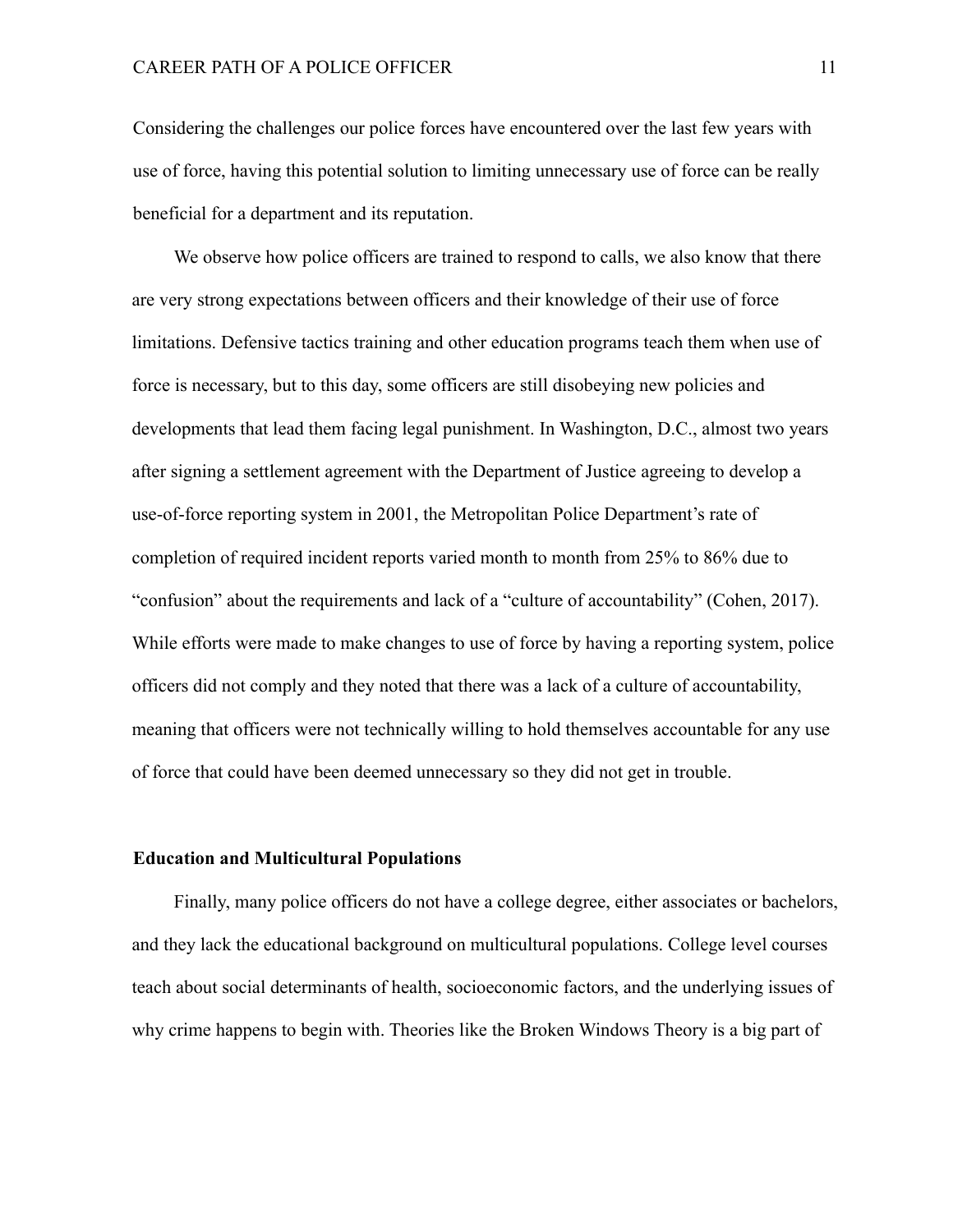Considering the challenges our police forces have encountered over the last few years with use of force, having this potential solution to limiting unnecessary use of force can be really beneficial for a department and its reputation.

We observe how police officers are trained to respond to calls, we also know that there are very strong expectations between officers and their knowledge of their use of force limitations. Defensive tactics training and other education programs teach them when use of force is necessary, but to this day, some officers are still disobeying new policies and developments that lead them facing legal punishment. In Washington, D.C., almost two years after signing a settlement agreement with the Department of Justice agreeing to develop a use-of-force reporting system in 2001, the Metropolitan Police Department's rate of completion of required incident reports varied month to month from 25% to 86% due to "confusion" about the requirements and lack of a "culture of accountability" (Cohen, 2017). While efforts were made to make changes to use of force by having a reporting system, police officers did not comply and they noted that there was a lack of a culture of accountability, meaning that officers were not technically willing to hold themselves accountable for any use of force that could have been deemed unnecessary so they did not get in trouble.

## Education and Multicultural Populations

Finally, many police officers do not have a college degree, either associates or bachelors, and they lack the educational background on multicultural populations. College level courses teach about social determinants of health, socioeconomic factors, and the underlying issues of why crime happens to begin with. Theories like the Broken Windows Theory is a big part of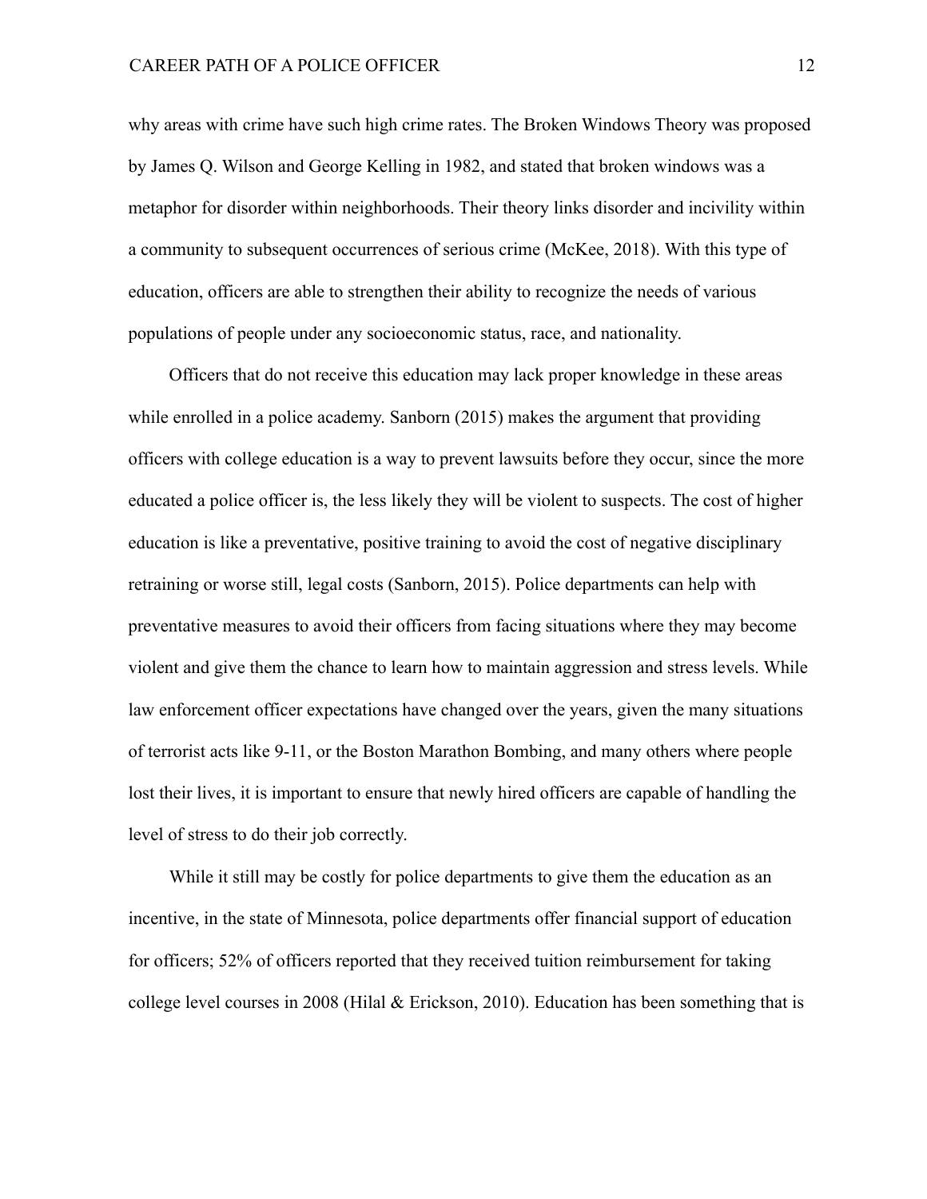why areas with crime have such high crime rates. The Broken Windows Theory was proposed by James Q. Wilson and George Kelling in 1982, and stated that broken windows was a metaphor for disorder within neighborhoods. Their theory links disorder and incivility within a community to subsequent occurrences of serious crime (McKee, 2018). With this type of education, officers are able to strengthen their ability to recognize the needs of various populations of people under any socioeconomic status, race, and nationality.

Officers that do not receive this education may lack proper knowledge in these areas while enrolled in a police academy. Sanborn (2015) makes the argument that providing officers with college education is a way to prevent lawsuits before they occur, since the more educated a police officer is, the less likely they will be violent to suspects. The cost of higher education is like a preventative, positive training to avoid the cost of negative disciplinary retraining or worse still, legal costs (Sanborn, 2015). Police departments can help with preventative measures to avoid their officers from facing situations where they may become violent and give them the chance to learn how to maintain aggression and stress levels. While law enforcement officer expectations have changed over the years, given the many situations of terrorist acts like 9-11, or the Boston Marathon Bombing, and many others where people lost their lives, it is important to ensure that newly hired officers are capable of handling the level of stress to do their job correctly.

While it still may be costly for police departments to give them the education as an incentive, in the state of Minnesota, police departments offer financial support of education for officers; 52% of officers reported that they received tuition reimbursement for taking college level courses in 2008 (Hilal & Erickson, 2010). Education has been something that is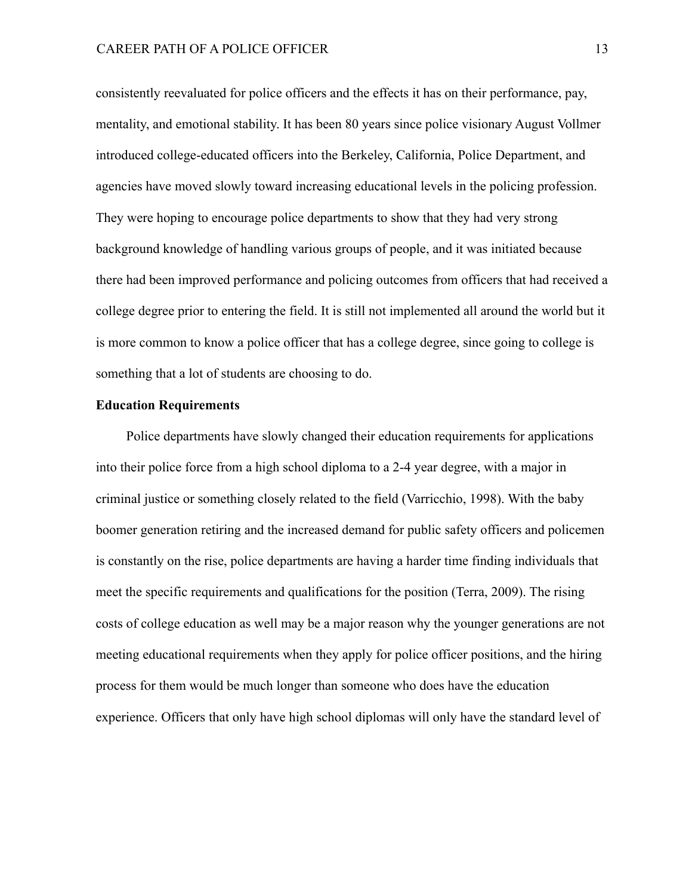consistently reevaluated for police officers and the effects it has on their performance, pay, mentality, and emotional stability. It has been 80 years since police visionary August Vollmer introduced college-educated officers into the Berkeley, California, Police Department, and agencies have moved slowly toward increasing educational levels in the policing profession. They were hoping to encourage police departments to show that they had very strong background knowledge of handling various groups of people, and it was initiated because there had been improved performance and policing outcomes from officers that had received a college degree prior to entering the field. It is still not implemented all around the world but it is more common to know a police officer that has a college degree, since going to college is something that a lot of students are choosing to do.

**Education Requirements**

Police departments have slowly changed their education requirements for applications into their police force from a high school diploma to a 2-4 year degree, with a major in criminal justice or something closely related to the field (Varricchio, 1998). With the baby boomer generation retiring and the increased demand for public safety officers and policemen is constantly on the rise, police departments are having a harder time finding individuals that meet the specific requirements and qualifications for the position (Terra, 2009). The rising costs of college education as well may be a major reason why the younger generations are not meeting educational requirements when they apply for police officer positions, and the hiring process for them would be much longer than someone who does have the education experience. Officers that only have high school diplomas will only have the standard level of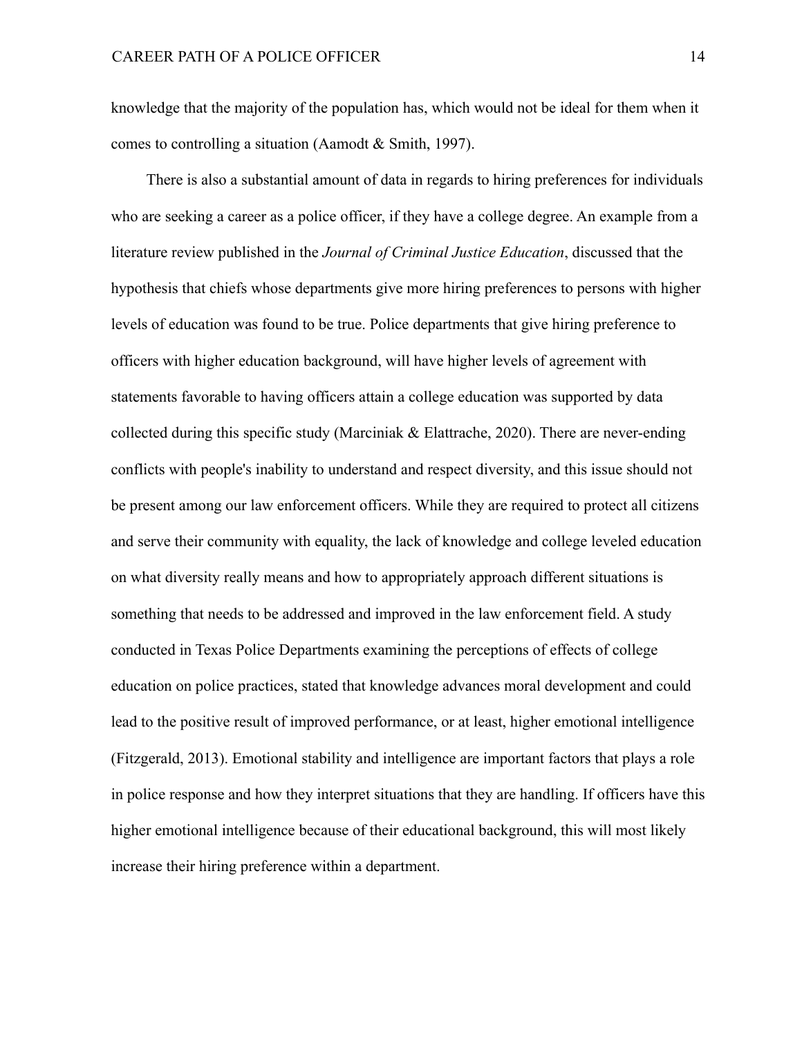knowledge that the majority of the population has, which would not be ideal for them when it comes to controlling a situation (Aamodt & Smith, 1997).

There is also a substantial amount of data in regards to hiring preferences for individuals who are seeking a career as a police officer, if they have a college degree. An example from a literature review published in the *Journal of Criminal Justice Education*, discussed that the hypothesis that chiefs whose departments give more hiring preferences to persons with higher levels of education was found to be true. Police departments that give hiring preference to officers with higher education background, will have higher levels of agreement with statements favorable to having officers attain a college education was supported by data collected during this specific study (Marciniak & Elattrache, 2020). There are never-ending conflicts with people's inability to understand and respect diversity, and this issue should not be present among our law enforcement officers. While they are required to protect all citizens and serve their community with equality, the lack of knowledge and college leveled education on what diversity really means and how to appropriately approach different situations is something that needs to be addressed and improved in the law enforcement field. A study conducted in Texas Police Departments examining the perceptions of effects of college education on police practices, stated that knowledge advances moral development and could lead to the positive result of improved performance, or at least, higher emotional intelligence (Fitzgerald, 2013). Emotional stability and intelligence are important factors that plays a role in police response and how they interpret situations that they are handling. If officers have this higher emotional intelligence because of their educational background, this will most likely increase their hiring preference within a department.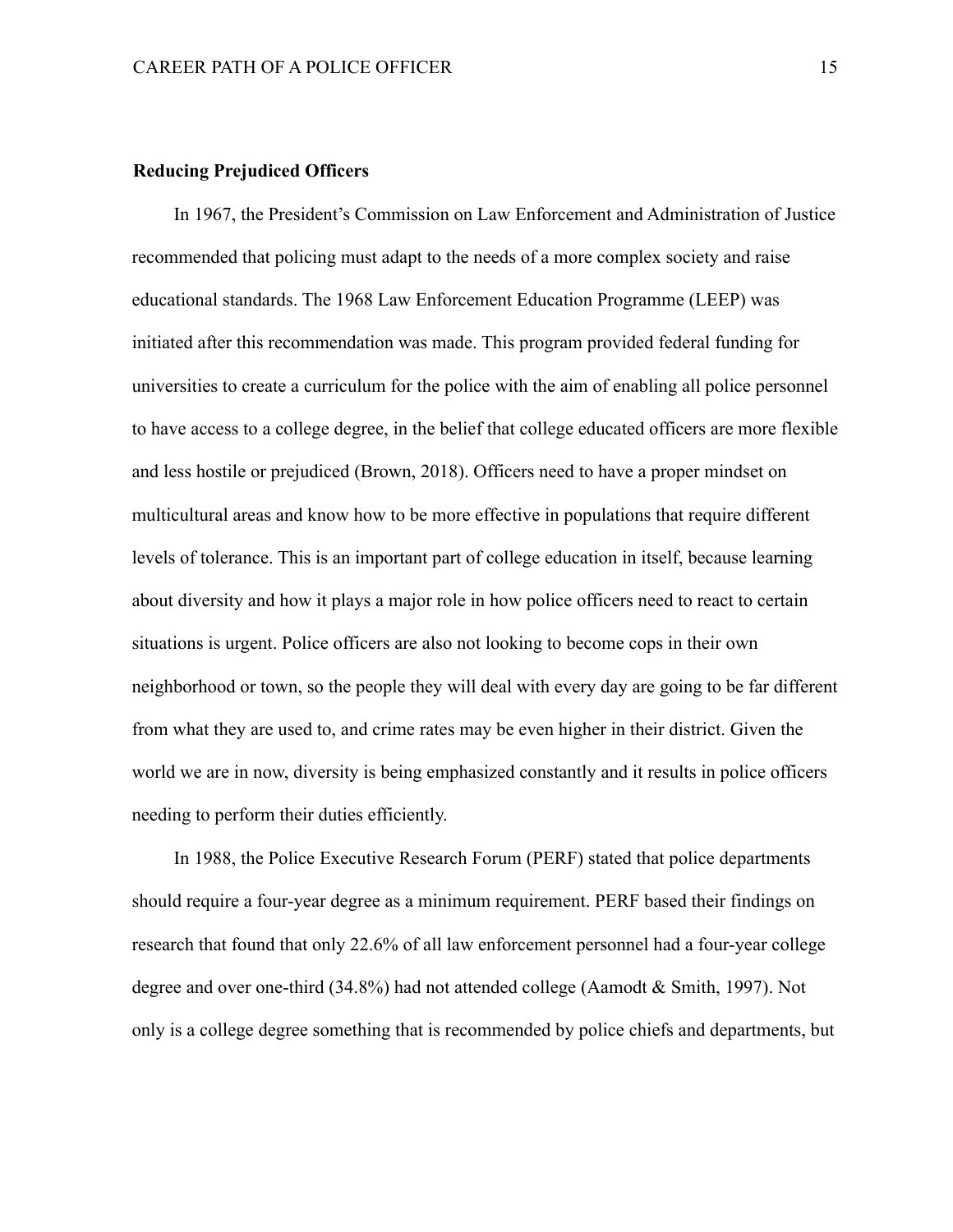### Reducing Prejudiced Officers

In 1967, the President's Commission on Law Enforcement and Administration of Justice recommended that policing must adapt to the needs of a more complex society and raise educational standards. The 1968 Law Enforcement Education Programme (LEEP) was initiated after this recommendation was made. This program provided federal funding for universities to create a curriculum for the police with the aim of enabling all police personnel to have access to a college degree, in the belief that college educated officers are more flexible and less hostile or prejudiced (Brown, 2018). Officers need to have a proper mindset on multicultural areas and know how to be more effective in populations that require different levels of tolerance. This is an important part of college education in itself, because learning about diversity and how it plays a major role in how police officers need to react to certain situations is urgent. Police officers are also not looking to become cops in their own neighborhood or town, so the people they will deal with every day are going to be far different from what they are used to, and crime rates may be even higher in their district. Given the world we are in now, diversity is being emphasized constantly and it results in police officers needing to perform their duties efficiently.

In 1988, the Police Executive Research Forum (PERF) stated that police departments should require a four-year degree as a minimum requirement. PERF based their findings on research that found that only 22.6% of all law enforcement personnel had a four-year college degree and over one-third (34.8%) had not attended college (Aamodt & Smith, 1997). Not only is a college degree something that is recommended by police chiefs and departments, but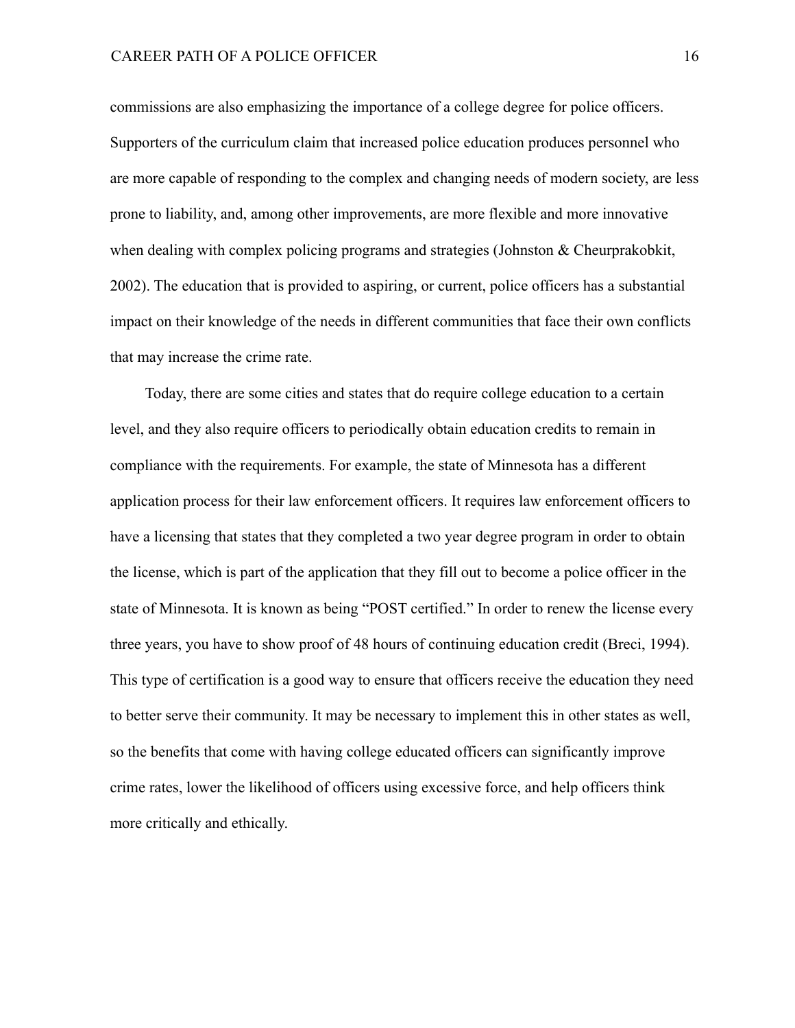commissions are also emphasizing the importance of a college degree for police officers. Supporters of the curriculum claim that increased police education produces personnel who are more capable of responding to the complex and changing needs of modern society, are less prone to liability, and, among other improvements, are more flexible and more innovative when dealing with complex policing programs and strategies (Johnston & Cheurprakobkit, 2002). The education that is provided to aspiring, or current, police officers has a substantial impact on their knowledge of the needs in different communities that face their own conflicts that may increase the crime rate.

Today, there are some cities and states that do require college education to a certain level, and they also require officers to periodically obtain education credits to remain in compliance with the requirements. For example, the state of Minnesota has a different application process for their law enforcement officers. It requires law enforcement officers to have a licensing that states that they completed a two year degree program in order to obtain the license, which is part of the application that they fill out to become a police officer in the state of Minnesota. It is known as being "POST certified." In order to renew the license every three years, you have to show proof of 48 hours of continuing education credit (Breci, 1994). This type of certification is a good way to ensure that officers receive the education they need to better serve their community. It may be necessary to implement this in other states as well, so the benefits that come with having college educated officers can significantly improve crime rates, lower the likelihood of officers using excessive force, and help officers think more critically and ethically.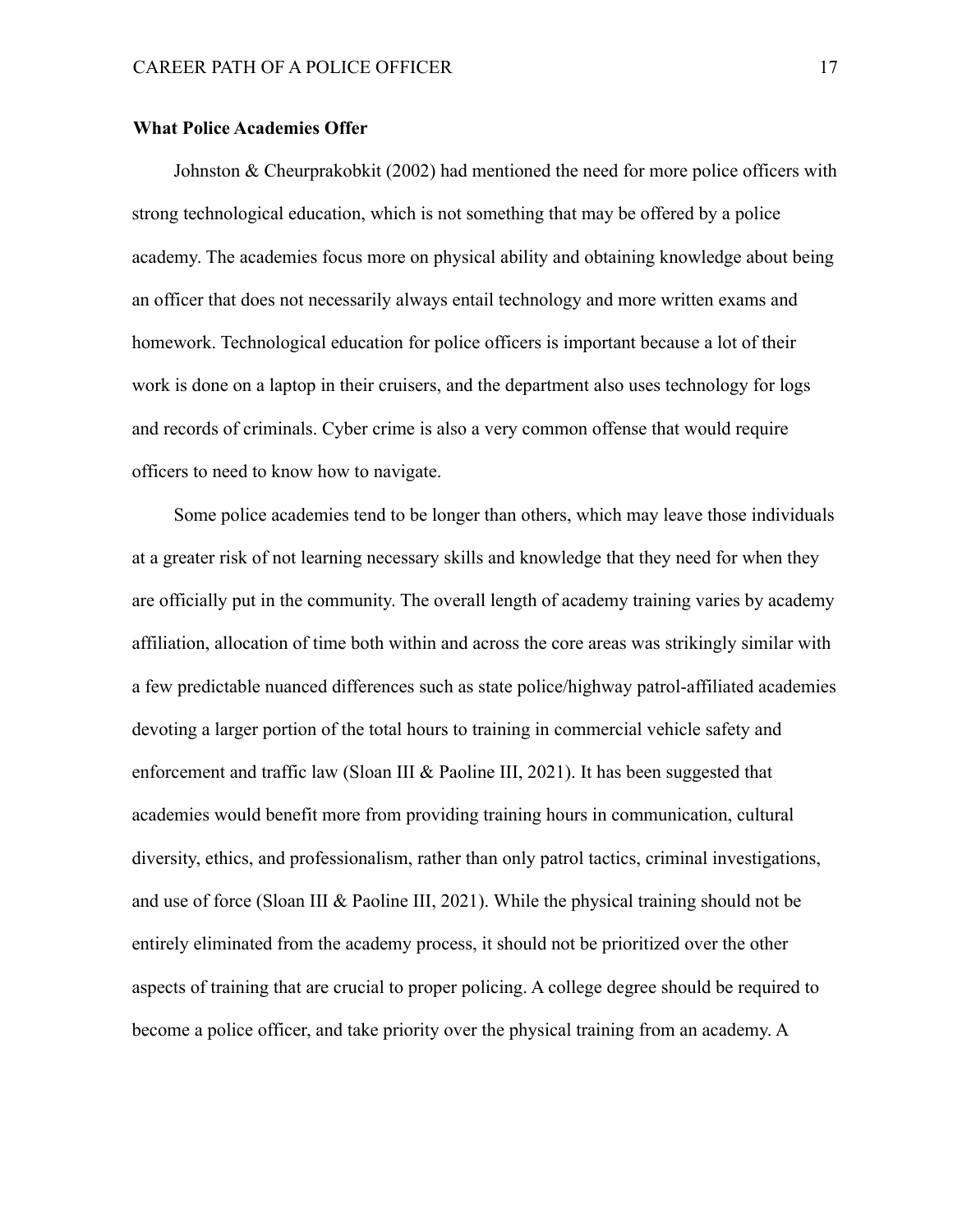**What Police Academies Offer**

Johnston & Cheurprakobkit (2002) had mentioned the need for more police officers with strong technological education, which is not something that may be offered by a police academy. The academies focus more on physical ability and obtaining knowledge about being an officer that does not necessarily always entail technology and more written exams and homework. Technological education for police officers is important because a lot of their work is done on a laptop in their cruisers, and the department also uses technology for logs and records of criminals. Cyber crime is also a very common offense that would require officers to need to know how to navigate.

Some police academies tend to be longer than others, which may leave those individuals at a greater risk of not learning necessary skills and knowledge that they need for when they are officially put in the community. The overall length of academy training varies by academy affiliation, allocation of time both within and across the core areas was strikingly similar with a few predictable nuanced differences such as state police/highway patrol-affiliated academies devoting a larger portion of the total hours to training in commercial vehicle safety and enforcement and traffic law (Sloan III & Paoline III, 2021). It has been suggested that academies would benefit more from providing training hours in communication, cultural diversity, ethics, and professionalism, rather than only patrol tactics, criminal investigations, and use of force (Sloan III & Paoline III, 2021). While the physical training should not be entirely eliminated from the academy process, it should not be prioritized over the other aspects of training that are crucial to proper policing. A college degree should be required to become a police officer, and take priority over the physical training from an academy. A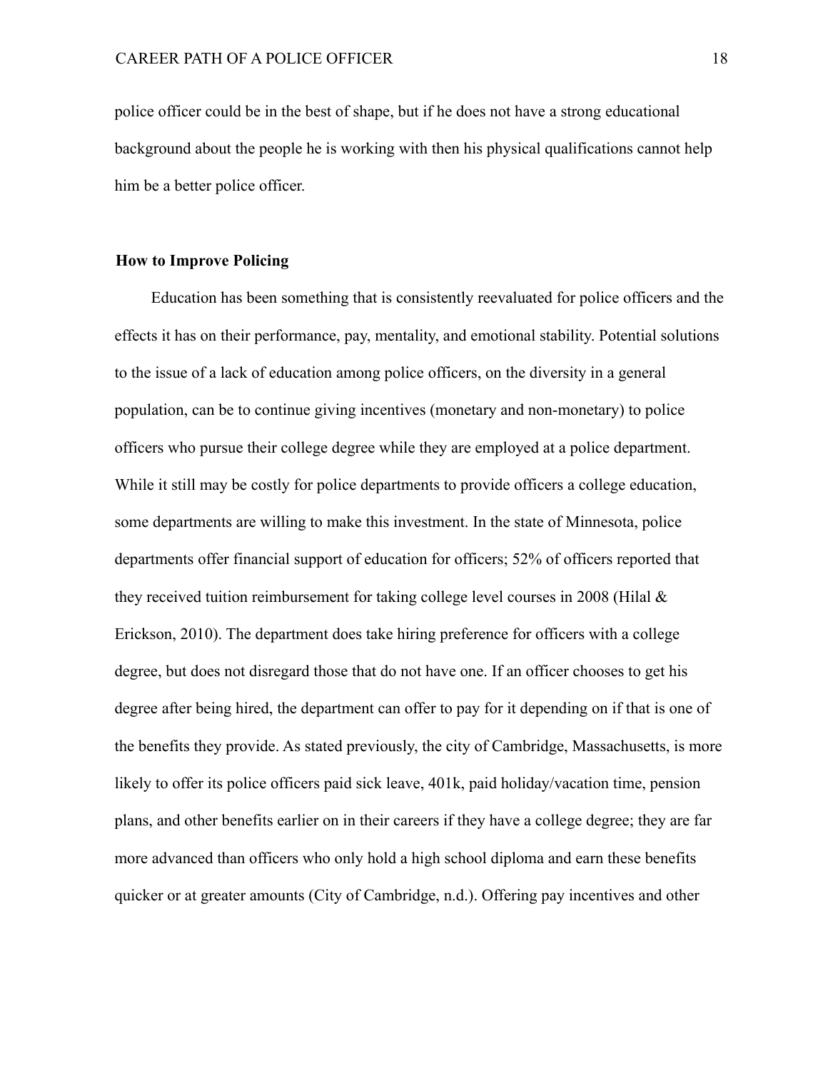police officer could be in the best of shape, but if he does not have a strong educational background about the people he is working with then his physical qualifications cannot help him be a better police officer.

### How to Improve Policing

Education has been something that is consistently reevaluated for police officers and the effects it has on their performance, pay, mentality, and emotional stability. Potential solutions to the issue of a lack of education among police officers, on the diversity in a general population, can be to continue giving incentives (monetary and non-monetary) to police officers who pursue their college degree while they are employed at a police department. While it still may be costly for police departments to provide officers a college education, some departments are willing to make this investment. In the state of Minnesota, police departments offer financial support of education for officers; 52% of officers reported that they received tuition reimbursement for taking college level courses in 2008 (Hilal & Erickson, 2010). The department does take hiring preference for officers with a college degree, but does not disregard those that do not have one. If an officer chooses to get his degree after being hired, the department can offer to pay for it depending on if that is one of the benefits they provide. As stated previously, the city of Cambridge, Massachusetts, is more likely to offer its police officers paid sick leave, 401k, paid holiday/vacation time, pension plans, and other benefits earlier on in their careers if they have a college degree; they are far more advanced than officers who only hold a high school diploma and earn these benefits quicker or at greater amounts (City of Cambridge, n.d.). Offering pay incentives and other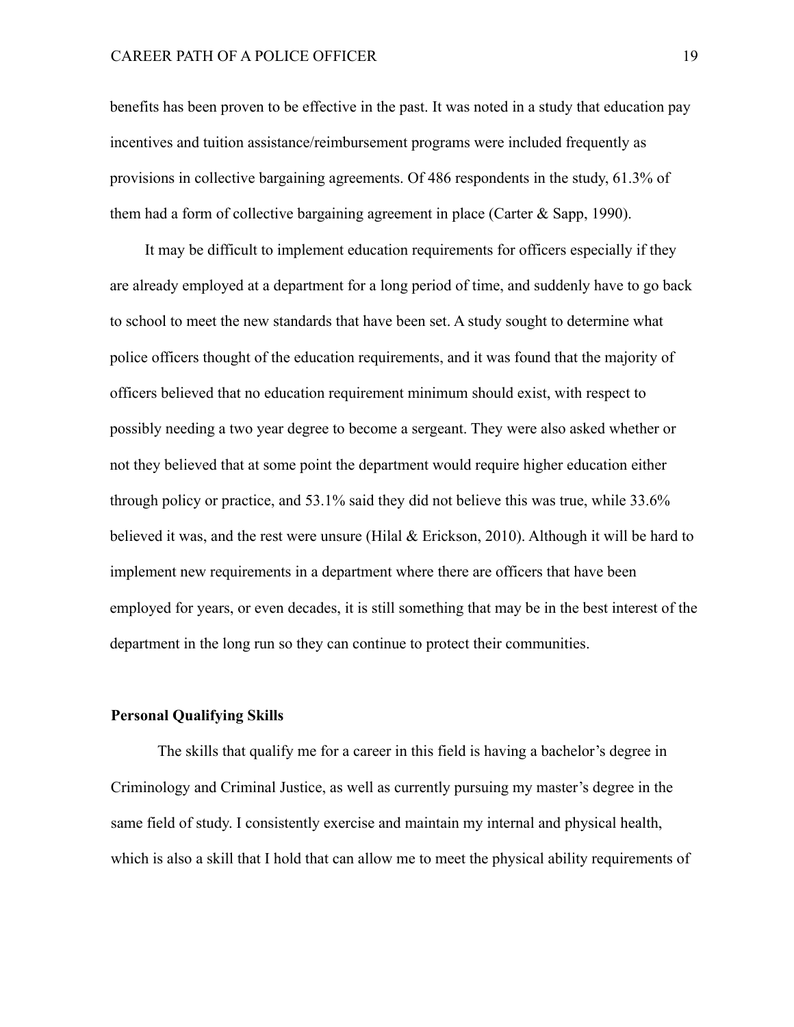benefits has been proven to be effective in the past. It was noted in a study that education pay incentives and tuition assistance/reimbursement programs were included frequently as provisions in collective bargaining agreements. Of 486 respondents in the study, 61.3% of them had a form of collective bargaining agreement in place (Carter & Sapp, 1990).

It may be difficult to implement education requirements for officers especially if they are already employed at a department for a long period of time, and suddenly have to go back to school to meet the new standards that have been set. A study sought to determine what police officers thought of the education requirements, and it was found that the majority of officers believed that no education requirement minimum should exist, with respect to possibly needing a two year degree to become a sergeant. They were also asked whether or not they believed that at some point the department would require higher education either through policy or practice, and 53.1% said they did not believe this was true, while 33.6% believed it was, and the rest were unsure (Hilal & Erickson, 2010). Although it will be hard to implement new requirements in a department where there are officers that have been employed for years, or even decades, it is still something that may be in the best interest of the department in the long run so they can continue to protect their communities.

## Personal Qualifying Skills

The skills that qualify me for a career in this field is having a bachelor's degree in Criminology and Criminal Justice, as well as currently pursuing my master's degree in the same field of study. I consistently exercise and maintain my internal and physical health, which is also a skill that I hold that can allow me to meet the physical ability requirements of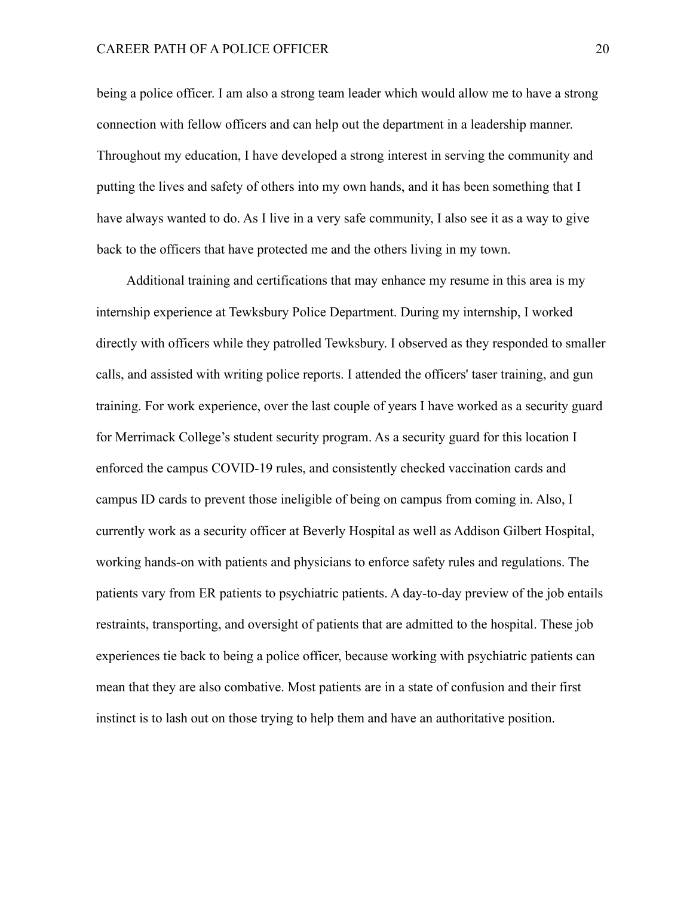being a police officer. I am also a strong team leader which would allow me to have a strong connection with fellow officers and can help out the department in a leadership manner. Throughout my education, I have developed a strong interest in serving the community and putting the lives and safety of others into my own hands, and it has been something that I have always wanted to do. As I live in a very safe community, I also see it as a way to give back to the officers that have protected me and the others living in my town.

Additional training and certifications that may enhance my resume in this area is my internship experience at Tewksbury Police Department. During my internship, I worked directly with officers while they patrolled Tewksbury. I observed as they responded to smaller calls, and assisted with writing police reports. I attended the officers' taser training, and gun training. For work experience, over the last couple of years I have worked as a security guard for Merrimack College's student security program. As a security guard for this location I enforced the campus COVID-19 rules, and consistently checked vaccination cards and campus ID cards to prevent those ineligible of being on campus from coming in. Also, I currently work as a security officer at Beverly Hospital as well as Addison Gilbert Hospital, working hands-on with patients and physicians to enforce safety rules and regulations. The patients vary from ER patients to psychiatric patients. A day-to-day preview of the job entails restraints, transporting, and oversight of patients that are admitted to the hospital. These job experiences tie back to being a police officer, because working with psychiatric patients can mean that they are also combative. Most patients are in a state of confusion and their first instinct is to lash out on those trying to help them and have an authoritative position.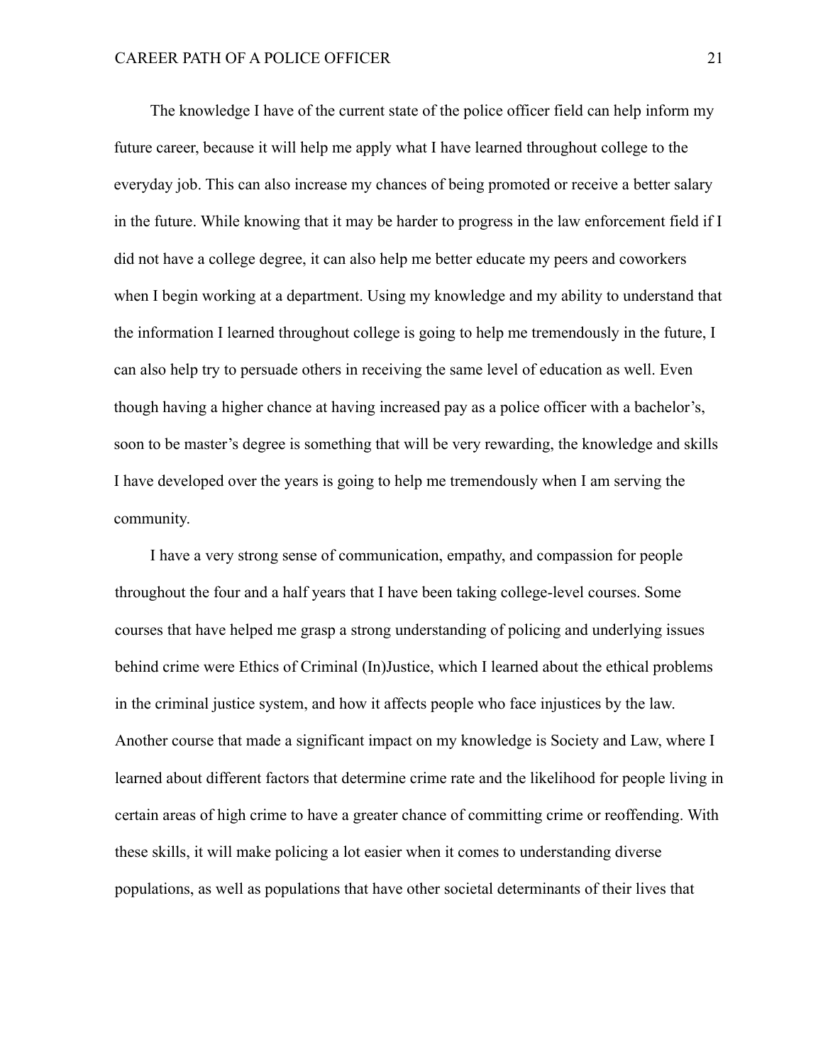The knowledge I have of the current state of the police officer field can help inform my future career, because it will help me apply what I have learned throughout college to the everyday job. This can also increase my chances of being promoted or receive a better salary in the future. While knowing that it may be harder to progress in the law enforcement field if I did not have a college degree, it can also help me better educate my peers and coworkers when I begin working at a department. Using my knowledge and my ability to understand that the information I learned throughout college is going to help me tremendously in the future, I can also help try to persuade others in receiving the same level of education as well. Even though having a higher chance at having increased pay as a police officer with a bachelor's, soon to be master's degree is something that will be very rewarding, the knowledge and skills I have developed over the years is going to help me tremendously when I am serving the community.

I have a very strong sense of communication, empathy, and compassion for people throughout the four and a half years that I have been taking college-level courses. Some courses that have helped me grasp a strong understanding of policing and underlying issues behind crime were Ethics of Criminal (In)Justice, which I learned about the ethical problems in the criminal justice system, and how it affects people who face injustices by the law. Another course that made a significant impact on my knowledge is Society and Law, where I learned about different factors that determine crime rate and the likelihood for people living in certain areas of high crime to have a greater chance of committing crime or reoffending. With these skills, it will make policing a lot easier when it comes to understanding diverse populations, as well as populations that have other societal determinants of their lives that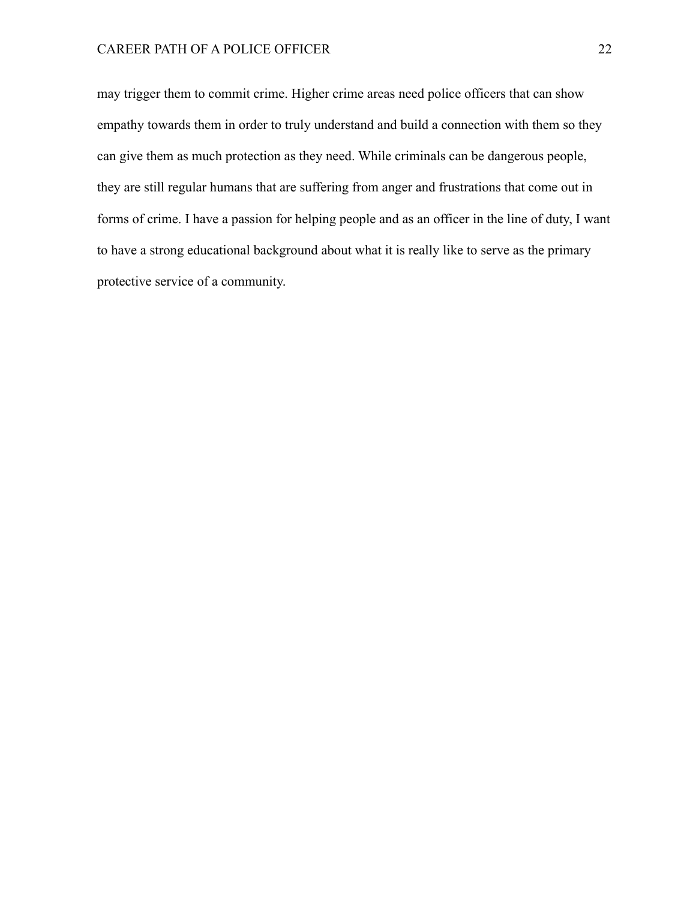may trigger them to commit crime. Higher crime areas need police officers that can show empathy towards them in order to truly understand and build a connection with them so they can give them as much protection as they need. While criminals can be dangerous people, they are still regular humans that are suffering from anger and frustrations that come out in forms of crime. I have a passion for helping people and as an officer in the line of duty, I want to have a strong educational background about what it is really like to serve as the primary protective service of a community.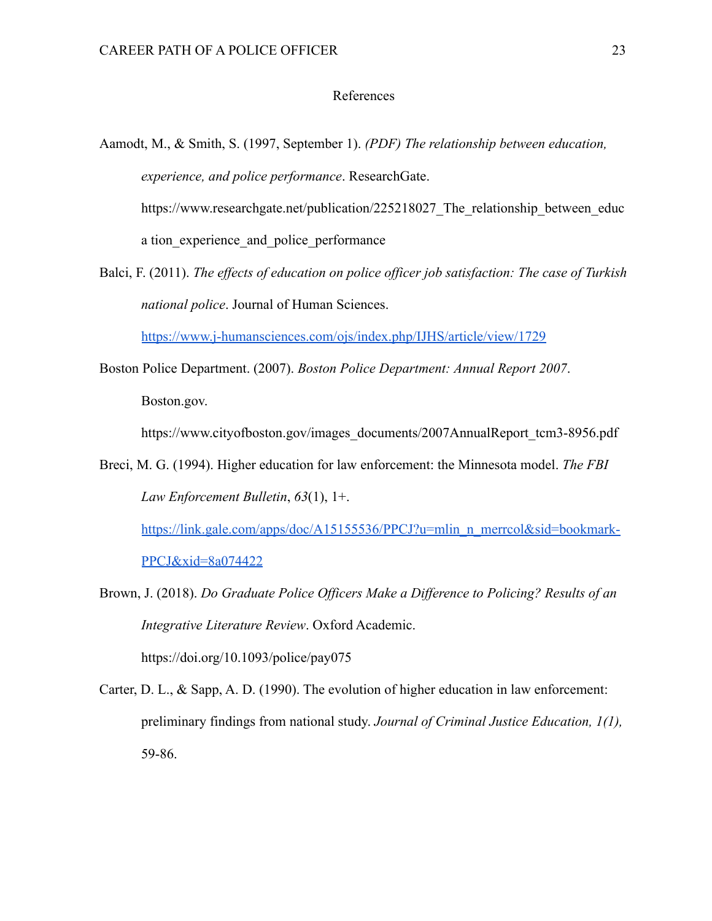# References

Aamodt, M., & Smith, S. (1997, September 1). *(PDF) The relationship between education, experience, and police performance*. ResearchGate. https://www.researchgate.net/publication/225218027_The_relationship_between_educa tion_experience_and_police_performance

Balci, F. (2011). *The effects of education on police officer job satisfaction: The case of Turkish national police*. Journal of Human Sciences. https://www.j-humansciences.com/ojs/index.php/IJHS/article/view/1729

Boston Police Department. (2007). *Boston Police Department: Annual Report 2007*. Boston.gov. https://www.cityofboston.gov/images_documents/2007AnnualReport_tcm3-8956.pdf

Breci, M. G. (1994). Higher education for law enforcement: the Minnesota model. *The FBI Law Enforcement Bulletin*, *63*(1), 1+. https://link.gale.com/apps/doc/A15155536/PPCJ?u=mlin_n_merrcol&sid=bookmark-PPCJ&xid=8a074422

Brown, J. (2018). *Do Graduate Police Officers Make a Difference to Policing? Results of an Integrative Literature Review*. Oxford Academic. https://doi.org/10.1093/police/pay075

Carter, D. L., & Sapp, A. D. (1990). The evolution of higher education in law enforcement: preliminary findings from national study. *Journal of Criminal Justice Education, 1(1),* 59-86.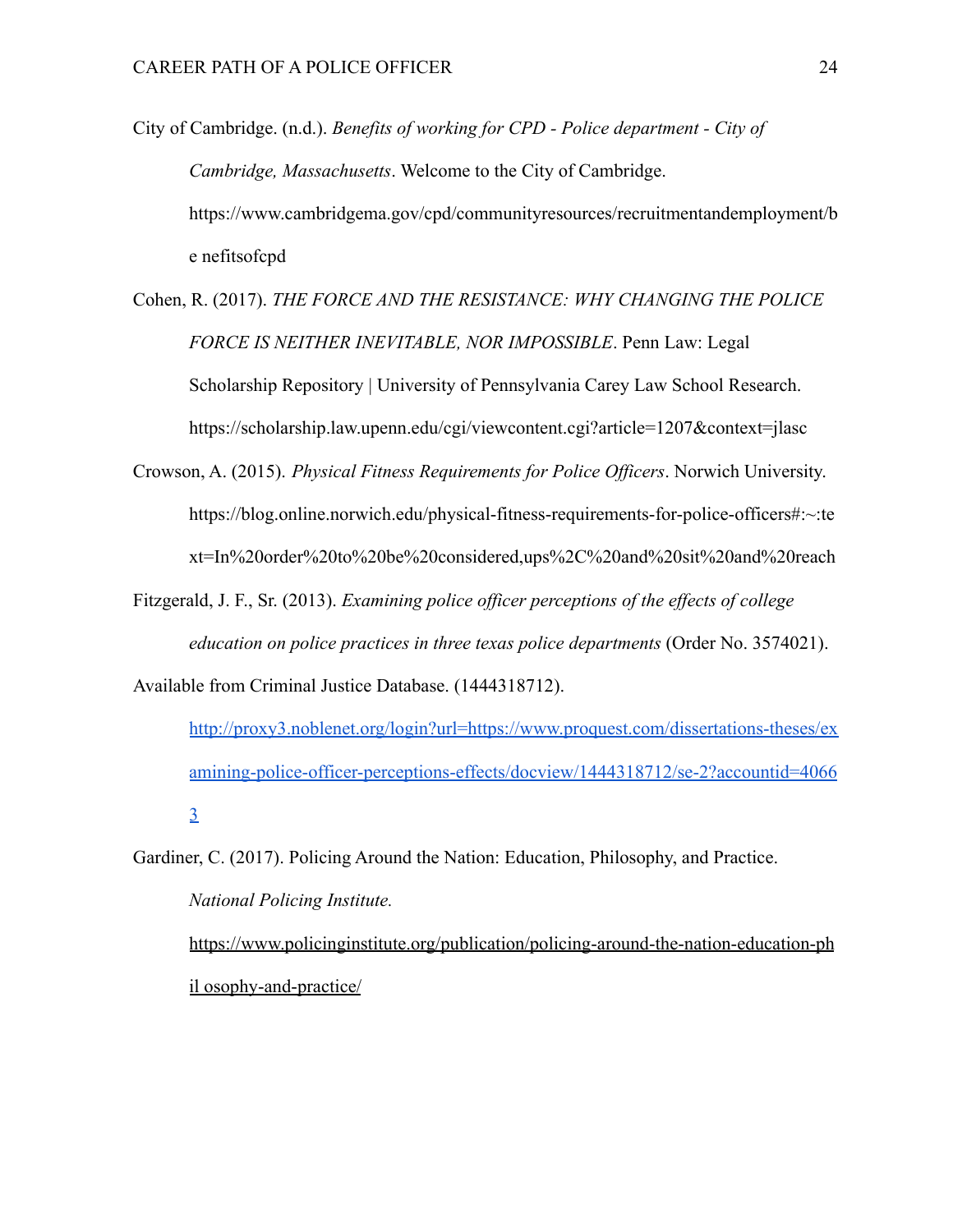City of Cambridge. (n.d.). *Benefits of working for CPD - Police department - City of Cambridge, Massachusetts*. Welcome to the City of Cambridge. https://www.cambridgema.gov/cpd/communityresources/recruitmentandemployment/be nefitsofcpd

Cohen, R. (2017). *THE FORCE AND THE RESISTANCE: WHY CHANGING THE POLICE FORCE IS NEITHER INEVITABLE, NOR IMPOSSIBLE*. Penn Law: Legal Scholarship Repository | University of Pennsylvania Carey Law School Research. https://scholarship.law.upenn.edu/cgi/viewcontent.cgi?article=1207&context=jlasc

Crowson, A. (2015). *Physical Fitness Requirements for Police Officers*. Norwich University. https://blog.online.norwich.edu/physical-fitness-requirements-for-police-officers#:~:text=In%20order%20to%20be%20considered,ups%2C%20and%20sit%20and%20reach

Fitzgerald, J. F., Sr. (2013). *Examining police officer perceptions of the effects of college education on police practices in three texas police departments* (Order No. 3574021).

Available from Criminal Justice Database. (1444318712). [http://proxy3.noblenet.org/login?url=https://www.proquest.com/dissertations-theses/examining-police-officer-perceptions-effects/docview/1444318712/se-2?accountid=40663](http://proxy3.noblenet.org/login?url=https://www.proquest.com/dissertations-theses/examining-police-officer-perceptions-effects/docview/1444318712/se-2?accountid=40663)

Gardiner, C. (2017). Policing Around the Nation: Education, Philosophy, and Practice. *National Policing Institute.* https://www.policinginstitute.org/publication/policing-around-the-nation-education-phil osophy-and-practice/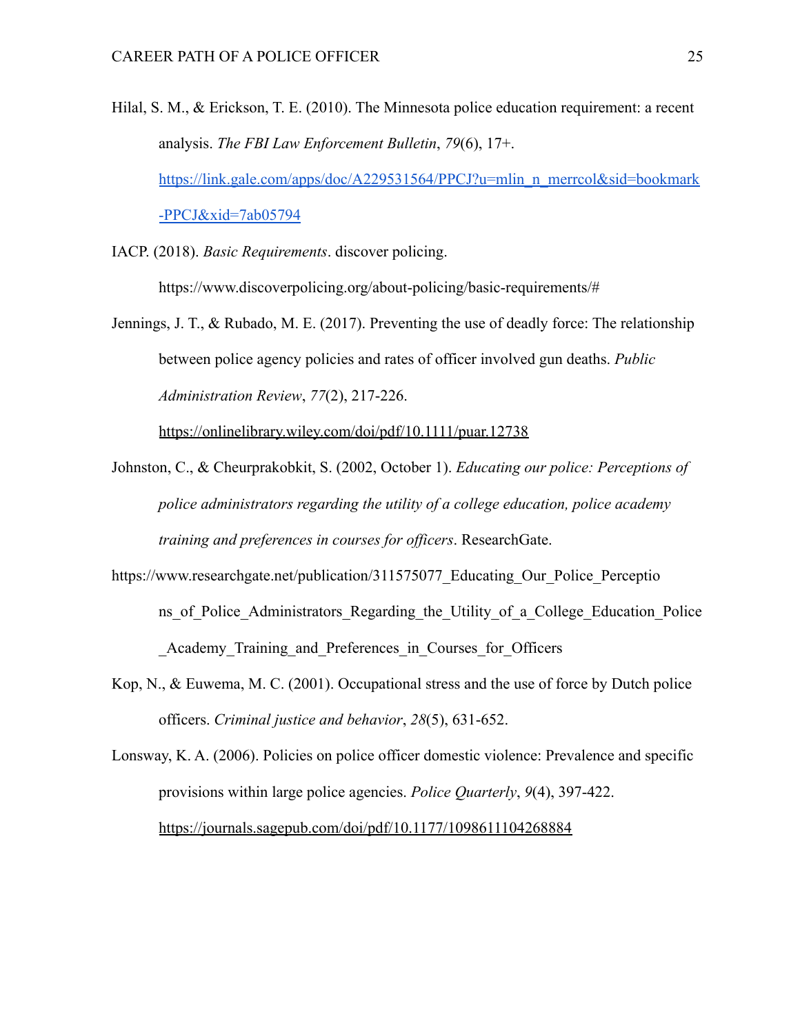Hilal, S. M., & Erickson, T. E. (2010). The Minnesota police education requirement: a recent analysis. *The FBI Law Enforcement Bulletin*, *79*(6), 17+. https://link.gale.com/apps/doc/A229531564/PPCJ?u=mlin_n_merrcol&sid=bookmark-PPCJ&xid=7ab05794

IACP. (2018). *Basic Requirements*. discover policing. https://www.discoverpolicing.org/about-policing/basic-requirements/#

Jennings, J. T., & Rubado, M. E. (2017). Preventing the use of deadly force: The relationship between police agency policies and rates of officer involved gun deaths. *Public Administration Review*, *77*(2), 217-226. https://onlinelibrary.wiley.com/doi/pdf/10.1111/puar.12738

Johnston, C., & Cheurprakobkit, S. (2002, October 1). *Educating our police: Perceptions of police administrators regarding the utility of a college education, police academy training and preferences in courses for officers*. ResearchGate.

https://www.researchgate.net/publication/311575077_Educating_Our_Police_Perceptions_of_Police_Administrators_Regarding_the_Utility_of_a_College_Education_Police_Academy_Training_and_Preferences_in_Courses_for_Officers

Kop, N., & Euwema, M. C. (2001). Occupational stress and the use of force by Dutch police officers. *Criminal justice and behavior*, *28*(5), 631-652.

Lonsway, K. A. (2006). Policies on police officer domestic violence: Prevalence and specific provisions within large police agencies. *Police Quarterly*, *9*(4), 397-422. https://journals.sagepub.com/doi/pdf/10.1177/1098611104268884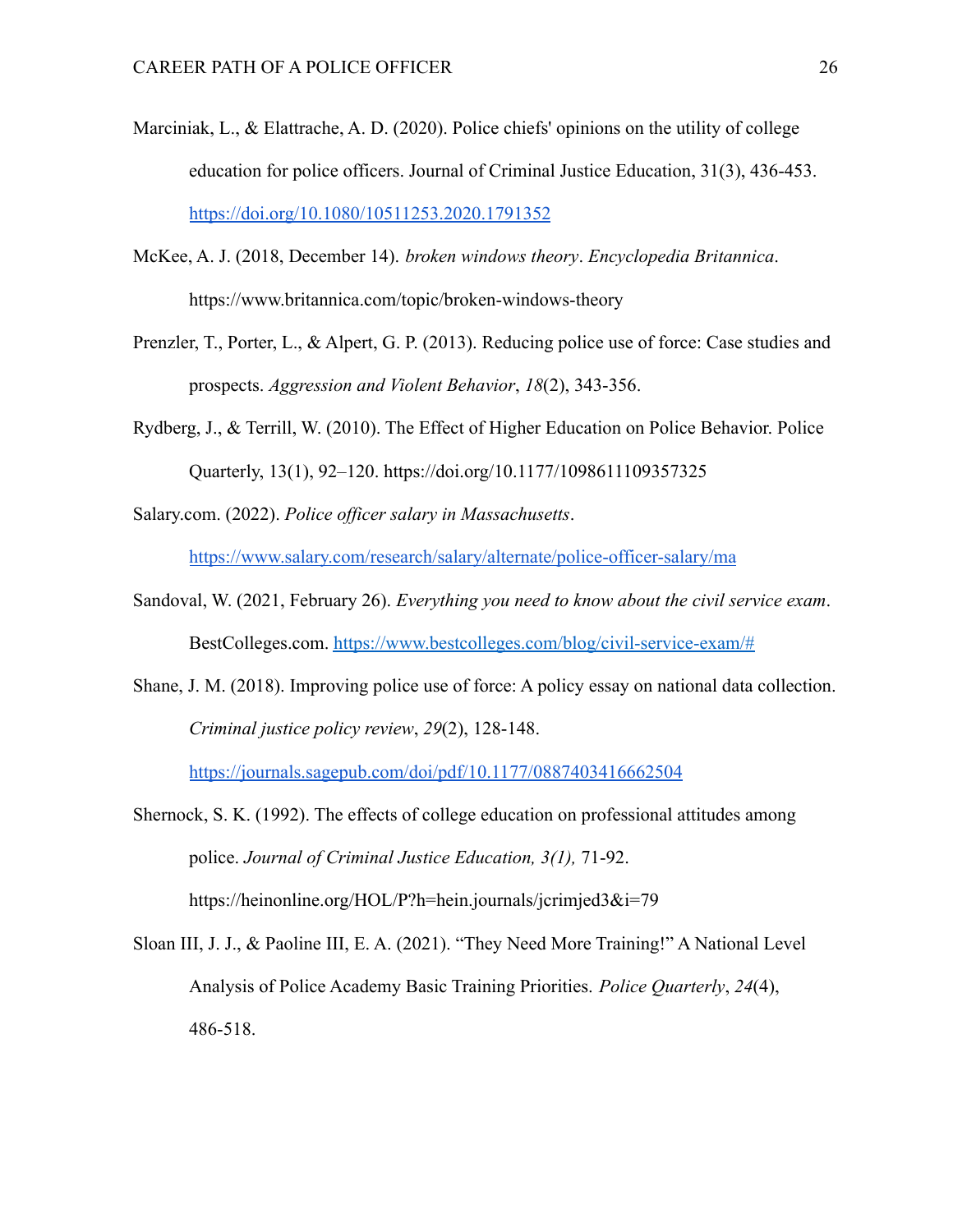Marciniak, L., & Elattrache, A. D. (2020). Police chiefs' opinions on the utility of college education for police officers. Journal of Criminal Justice Education, 31(3), 436-453. https://doi.org/10.1080/10511253.2020.1791352

McKee, A. J. (2018, December 14). *broken windows theory*. *Encyclopedia Britannica*. https://www.britannica.com/topic/broken-windows-theory

Prenzler, T., Porter, L., & Alpert, G. P. (2013). Reducing police use of force: Case studies and prospects. *Aggression and Violent Behavior*, *18*(2), 343-356.

Rydberg, J., & Terrill, W. (2010). The Effect of Higher Education on Police Behavior. Police Quarterly, 13(1), 92–120. https://doi.org/10.1177/1098611109357325

Salary.com. (2022). *Police officer salary in Massachusetts*. https://www.salary.com/research/salary/alternate/police-officer-salary/ma

Sandoval, W. (2021, February 26). *Everything you need to know about the civil service exam*. BestColleges.com. https://www.bestcolleges.com/blog/civil-service-exam/#

Shane, J. M. (2018). Improving police use of force: A policy essay on national data collection. *Criminal justice policy review*, *29*(2), 128-148. https://journals.sagepub.com/doi/pdf/10.1177/0887403416662504

Shernock, S. K. (1992). The effects of college education on professional attitudes among police. *Journal of Criminal Justice Education, 3(1),* 71-92. https://heinonline.org/HOL/P?h=hein.journals/jcrimjed3&i=79

Sloan III, J. J., & Paoline III, E. A. (2021). "They Need More Training!" A National Level Analysis of Police Academy Basic Training Priorities. *Police Quarterly*, *24*(4), 486-518.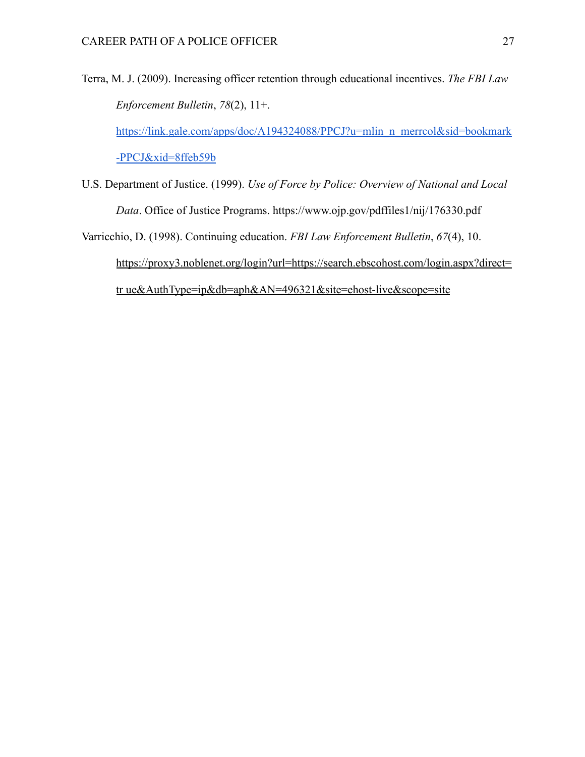Terra, M. J. (2009). Increasing officer retention through educational incentives. *The FBI Law Enforcement Bulletin*, *78*(2), 11+. https://link.gale.com/apps/doc/A194324088/PPCJ?u=mlin_n_merrcol&sid=bookmark-PPCJ&xid=8ffeb59b

U.S. Department of Justice. (1999). *Use of Force by Police: Overview of National and Local Data*. Office of Justice Programs. https://www.ojp.gov/pdffiles1/nij/176330.pdf

Varricchio, D. (1998). Continuing education. *FBI Law Enforcement Bulletin*, *67*(4), 10. https://proxy3.noblenet.org/login?url=https://search.ebscohost.com/login.aspx?direct=tr ue&AuthType=ip&db=aph&AN=496321&site=ehost-live&scope=site